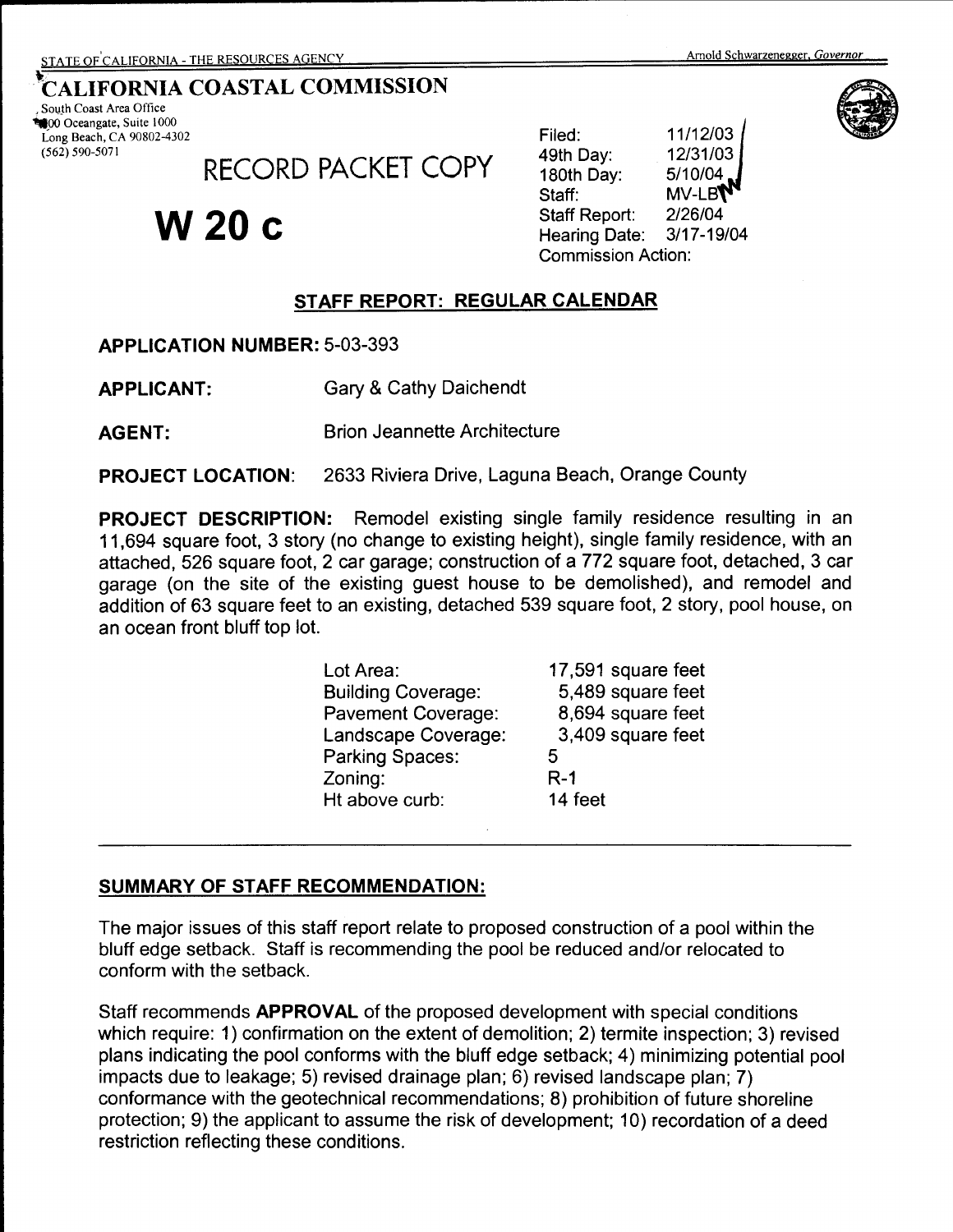STATE OF CALIFORNIA - THE RESOURCES AGENCY — Arnold Schwarzenegger, *Governor*

# CALIFORNIA COASTAL COMMISSION

South Coast Area Office
200 Oceangate, Suite 1000
Long Beach, CA 90802-4302
(562) 590-5071

RECORD PACKET COPY

# W 20 c

| | |
|---|---|
| Filed: | 11/12/03 |
| 49th Day: | 12/31/03 |
| 180th Day: | 5/10/04 |
| Staff: | MV-LB |
| Staff Report: | 2/26/04 |
| Hearing Date: | 3/17-19/04 |
| Commission Action: | |

## STAFF REPORT: REGULAR CALENDAR

**APPLICATION NUMBER:** 5-03-393

**APPLICANT:** Gary & Cathy Daichendt

**AGENT:** Brion Jeannette Architecture

**PROJECT LOCATION:** 2633 Riviera Drive, Laguna Beach, Orange County

**PROJECT DESCRIPTION:** Remodel existing single family residence resulting in an 11,694 square foot, 3 story (no change to existing height), single family residence, with an attached, 526 square foot, 2 car garage; construction of a 772 square foot, detached, 3 car garage (on the site of the existing guest house to be demolished), and remodel and addition of 63 square feet to an existing, detached 539 square foot, 2 story, pool house, on an ocean front bluff top lot.

| | |
|---|---|
| Lot Area: | 17,591 square feet |
| Building Coverage: | 5,489 square feet |
| Pavement Coverage: | 8,694 square feet |
| Landscape Coverage: | 3,409 square feet |
| Parking Spaces: | 5 |
| Zoning: | R-1 |
| Ht above curb: | 14 feet |

## SUMMARY OF STAFF RECOMMENDATION:

The major issues of this staff report relate to proposed construction of a pool within the bluff edge setback. Staff is recommending the pool be reduced and/or relocated to conform with the setback.

Staff recommends **APPROVAL** of the proposed development with special conditions which require: 1) confirmation on the extent of demolition; 2) termite inspection; 3) revised plans indicating the pool conforms with the bluff edge setback; 4) minimizing potential pool impacts due to leakage; 5) revised drainage plan; 6) revised landscape plan; 7) conformance with the geotechnical recommendations; 8) prohibition of future shoreline protection; 9) the applicant to assume the risk of development; 10) recordation of a deed restriction reflecting these conditions.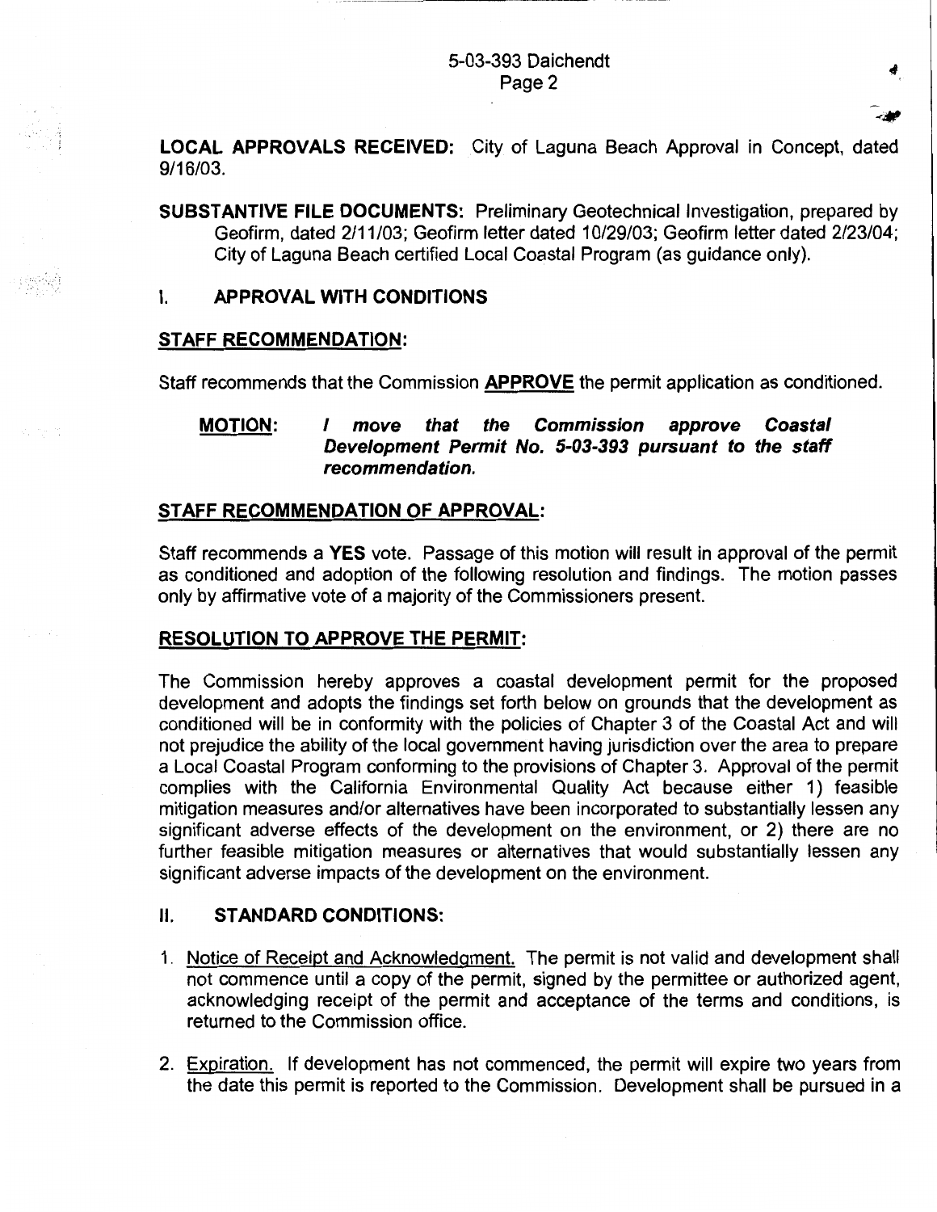**LOCAL APPROVALS RECEIVED:** City of Laguna Beach Approval in Concept, dated 9/16/03.

**SUBSTANTIVE FILE DOCUMENTS:** Preliminary Geotechnical Investigation, prepared by Geofirm, dated 2/11/03; Geofirm letter dated 10/29/03; Geofirm letter dated 2/23/04; City of Laguna Beach certified Local Coastal Program (as guidance only).

## I. APPROVAL WITH CONDITIONS

### STAFF RECOMMENDATION:

Staff recommends that the Commission **APPROVE** the permit application as conditioned.

**MOTION:** ***I move that the Commission approve Coastal Development Permit No. 5-03-393 pursuant to the staff recommendation.***

### STAFF RECOMMENDATION OF APPROVAL:

Staff recommends a **YES** vote. Passage of this motion will result in approval of the permit as conditioned and adoption of the following resolution and findings. The motion passes only by affirmative vote of a majority of the Commissioners present.

### RESOLUTION TO APPROVE THE PERMIT:

The Commission hereby approves a coastal development permit for the proposed development and adopts the findings set forth below on grounds that the development as conditioned will be in conformity with the policies of Chapter 3 of the Coastal Act and will not prejudice the ability of the local government having jurisdiction over the area to prepare a Local Coastal Program conforming to the provisions of Chapter 3. Approval of the permit complies with the California Environmental Quality Act because either 1) feasible mitigation measures and/or alternatives have been incorporated to substantially lessen any significant adverse effects of the development on the environment, or 2) there are no further feasible mitigation measures or alternatives that would substantially lessen any significant adverse impacts of the development on the environment.

## II. STANDARD CONDITIONS:

1. Notice of Receipt and Acknowledgment. The permit is not valid and development shall not commence until a copy of the permit, signed by the permittee or authorized agent, acknowledging receipt of the permit and acceptance of the terms and conditions, is returned to the Commission office.

2. Expiration. If development has not commenced, the permit will expire two years from the date this permit is reported to the Commission. Development shall be pursued in a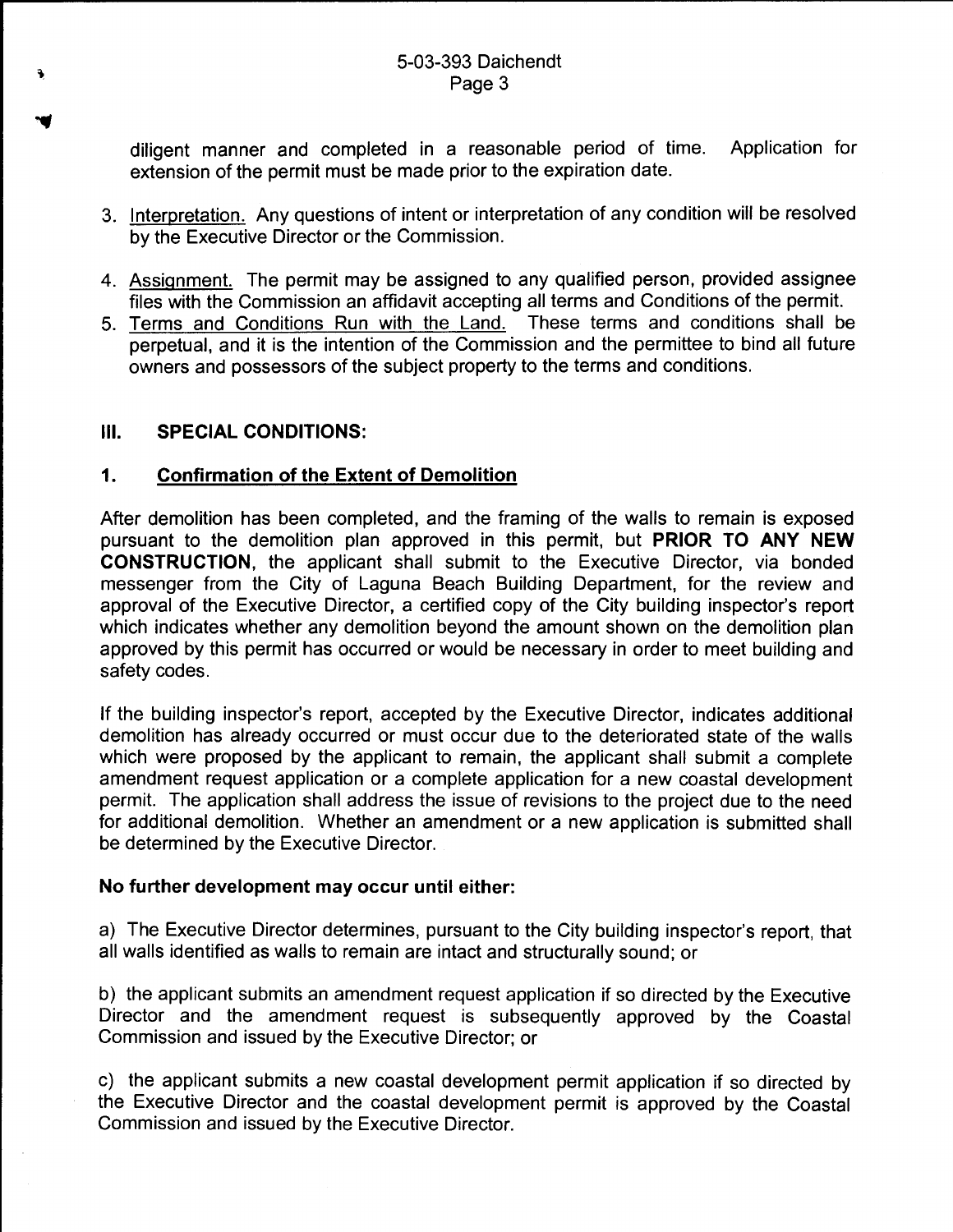diligent manner and completed in a reasonable period of time. Application for extension of the permit must be made prior to the expiration date.

3. Interpretation. Any questions of intent or interpretation of any condition will be resolved by the Executive Director or the Commission.

4. Assignment. The permit may be assigned to any qualified person, provided assignee files with the Commission an affidavit accepting all terms and Conditions of the permit.

5. Terms and Conditions Run with the Land. These terms and conditions shall be perpetual, and it is the intention of the Commission and the permittee to bind all future owners and possessors of the subject property to the terms and conditions.

## III. SPECIAL CONDITIONS:

### 1. Confirmation of the Extent of Demolition

After demolition has been completed, and the framing of the walls to remain is exposed pursuant to the demolition plan approved in this permit, but **PRIOR TO ANY NEW CONSTRUCTION**, the applicant shall submit to the Executive Director, via bonded messenger from the City of Laguna Beach Building Department, for the review and approval of the Executive Director, a certified copy of the City building inspector's report which indicates whether any demolition beyond the amount shown on the demolition plan approved by this permit has occurred or would be necessary in order to meet building and safety codes.

If the building inspector's report, accepted by the Executive Director, indicates additional demolition has already occurred or must occur due to the deteriorated state of the walls which were proposed by the applicant to remain, the applicant shall submit a complete amendment request application or a complete application for a new coastal development permit. The application shall address the issue of revisions to the project due to the need for additional demolition. Whether an amendment or a new application is submitted shall be determined by the Executive Director.

**No further development may occur until either:**

a) The Executive Director determines, pursuant to the City building inspector's report, that all walls identified as walls to remain are intact and structurally sound; or

b) the applicant submits an amendment request application if so directed by the Executive Director and the amendment request is subsequently approved by the Coastal Commission and issued by the Executive Director; or

c) the applicant submits a new coastal development permit application if so directed by the Executive Director and the coastal development permit is approved by the Coastal Commission and issued by the Executive Director.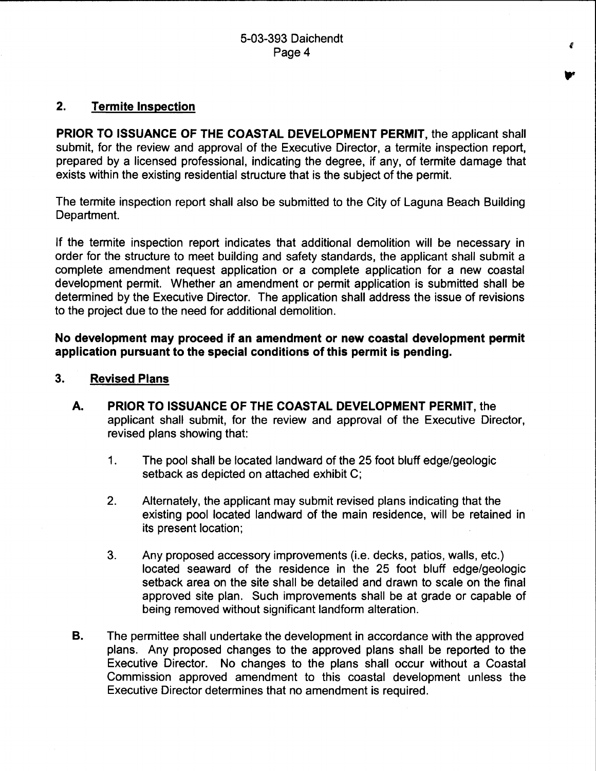## 2. Termite Inspection

**PRIOR TO ISSUANCE OF THE COASTAL DEVELOPMENT PERMIT,** the applicant shall submit, for the review and approval of the Executive Director, a termite inspection report, prepared by a licensed professional, indicating the degree, if any, of termite damage that exists within the existing residential structure that is the subject of the permit.

The termite inspection report shall also be submitted to the City of Laguna Beach Building Department.

If the termite inspection report indicates that additional demolition will be necessary in order for the structure to meet building and safety standards, the applicant shall submit a complete amendment request application or a complete application for a new coastal development permit. Whether an amendment or permit application is submitted shall be determined by the Executive Director. The application shall address the issue of revisions to the project due to the need for additional demolition.

**No development may proceed if an amendment or new coastal development permit application pursuant to the special conditions of this permit is pending.**

## 3. Revised Plans

**A.** **PRIOR TO ISSUANCE OF THE COASTAL DEVELOPMENT PERMIT,** the applicant shall submit, for the review and approval of the Executive Director, revised plans showing that:

1. The pool shall be located landward of the 25 foot bluff edge/geologic setback as depicted on attached exhibit C;

2. Alternately, the applicant may submit revised plans indicating that the existing pool located landward of the main residence, will be retained in its present location;

3. Any proposed accessory improvements (i.e. decks, patios, walls, etc.) located seaward of the residence in the 25 foot bluff edge/geologic setback area on the site shall be detailed and drawn to scale on the final approved site plan. Such improvements shall be at grade or capable of being removed without significant landform alteration.

**B.** The permittee shall undertake the development in accordance with the approved plans. Any proposed changes to the approved plans shall be reported to the Executive Director. No changes to the plans shall occur without a Coastal Commission approved amendment to this coastal development unless the Executive Director determines that no amendment is required.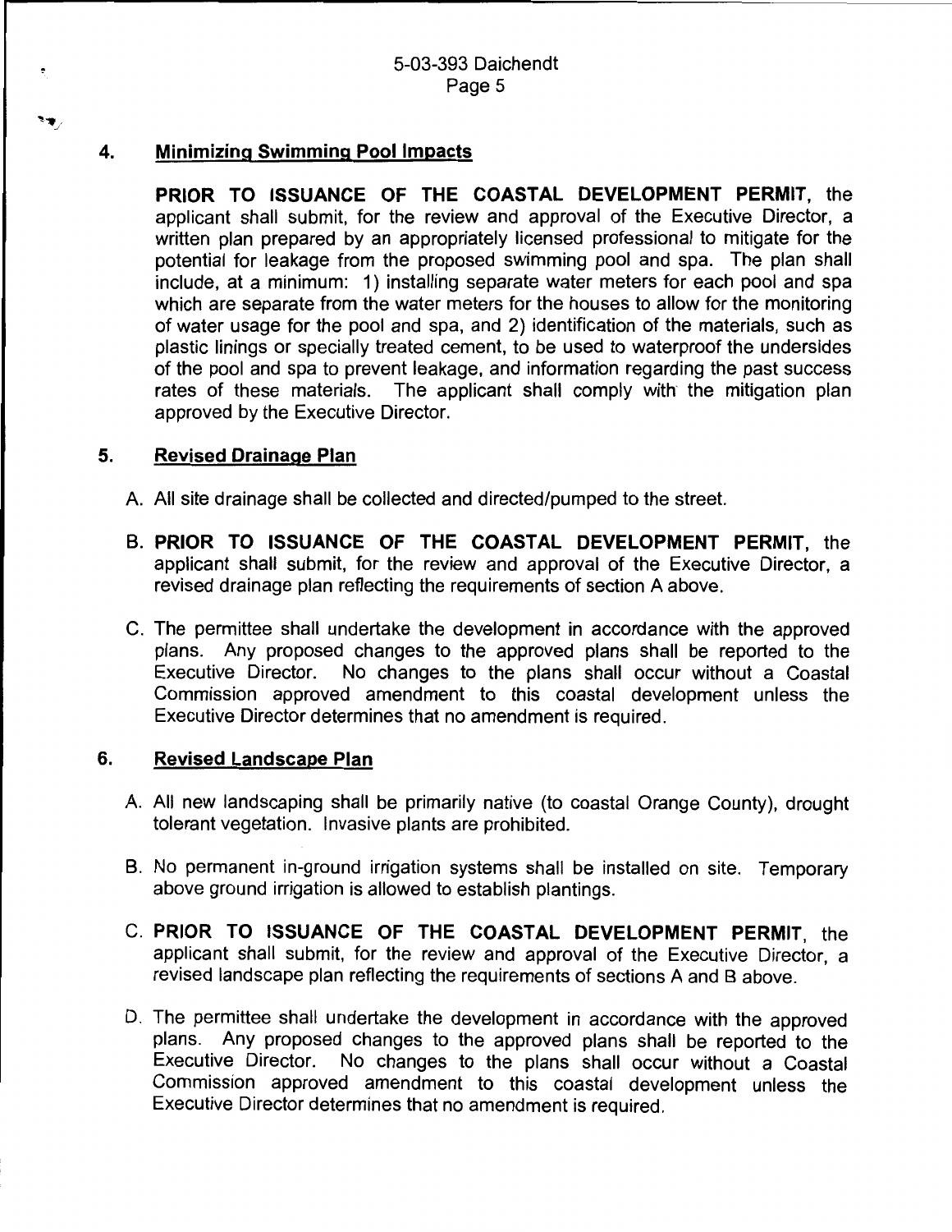### 4. **Minimizing Swimming Pool Impacts**

**PRIOR TO ISSUANCE OF THE COASTAL DEVELOPMENT PERMIT**, the applicant shall submit, for the review and approval of the Executive Director, a written plan prepared by an appropriately licensed professional to mitigate for the potential for leakage from the proposed swimming pool and spa. The plan shall include, at a minimum: 1) installing separate water meters for each pool and spa which are separate from the water meters for the houses to allow for the monitoring of water usage for the pool and spa, and 2) identification of the materials, such as plastic linings or specially treated cement, to be used to waterproof the undersides of the pool and spa to prevent leakage, and information regarding the past success rates of these materials. The applicant shall comply with the mitigation plan approved by the Executive Director.

### 5. **Revised Drainage Plan**

A. All site drainage shall be collected and directed/pumped to the street.

B. **PRIOR TO ISSUANCE OF THE COASTAL DEVELOPMENT PERMIT**, the applicant shall submit, for the review and approval of the Executive Director, a revised drainage plan reflecting the requirements of section A above.

C. The permittee shall undertake the development in accordance with the approved plans. Any proposed changes to the approved plans shall be reported to the Executive Director. No changes to the plans shall occur without a Coastal Commission approved amendment to this coastal development unless the Executive Director determines that no amendment is required.

### 6. **Revised Landscape Plan**

A. All new landscaping shall be primarily native (to coastal Orange County), drought tolerant vegetation. Invasive plants are prohibited.

B. No permanent in-ground irrigation systems shall be installed on site. Temporary above ground irrigation is allowed to establish plantings.

C. **PRIOR TO ISSUANCE OF THE COASTAL DEVELOPMENT PERMIT**, the applicant shall submit, for the review and approval of the Executive Director, a revised landscape plan reflecting the requirements of sections A and B above.

D. The permittee shall undertake the development in accordance with the approved plans. Any proposed changes to the approved plans shall be reported to the Executive Director. No changes to the plans shall occur without a Coastal Commission approved amendment to this coastal development unless the Executive Director determines that no amendment is required.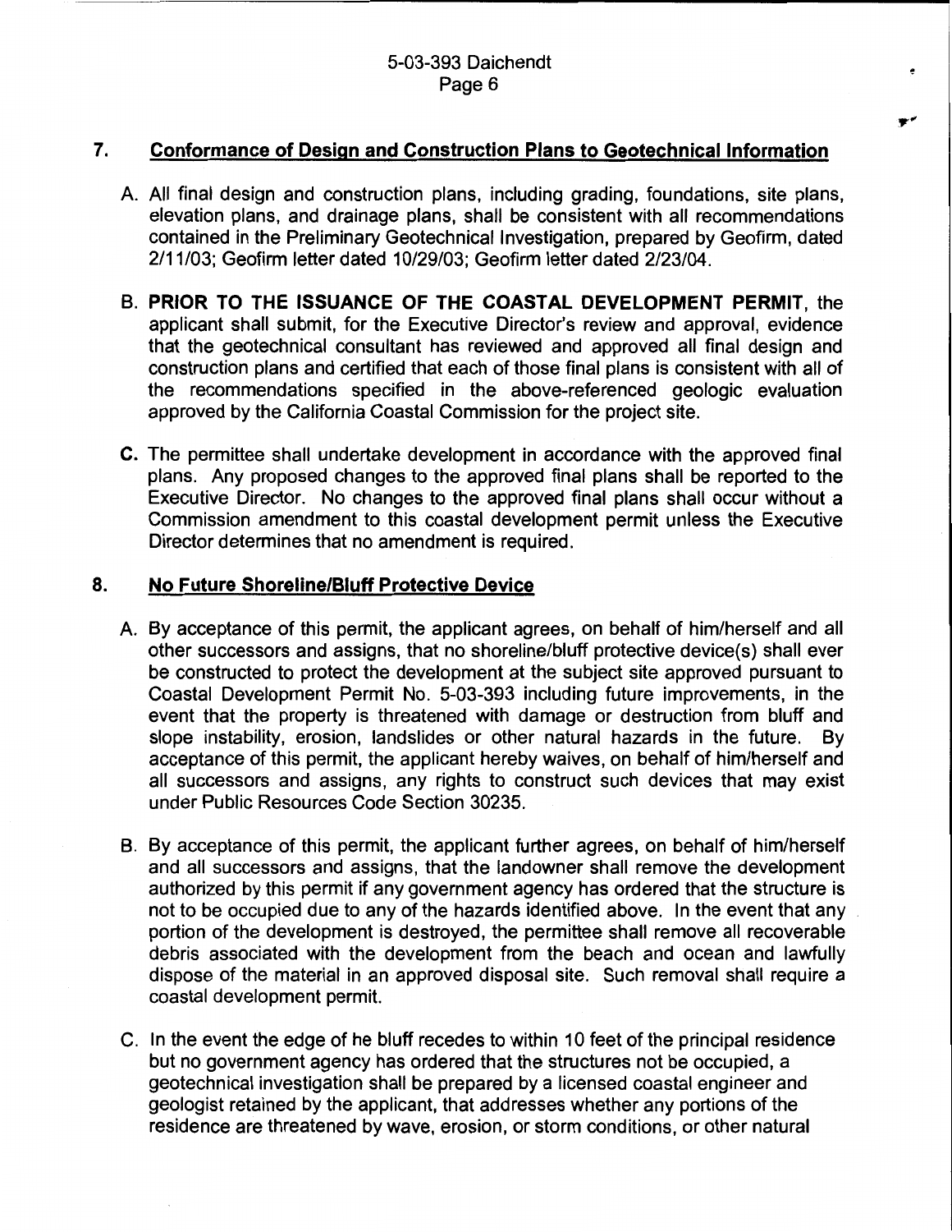7. **Conformance of Design and Construction Plans to Geotechnical Information**

A. All final design and construction plans, including grading, foundations, site plans, elevation plans, and drainage plans, shall be consistent with all recommendations contained in the Preliminary Geotechnical Investigation, prepared by Geofirm, dated 2/11/03; Geofirm letter dated 10/29/03; Geofirm letter dated 2/23/04.

B. **PRIOR TO THE ISSUANCE OF THE COASTAL DEVELOPMENT PERMIT**, the applicant shall submit, for the Executive Director's review and approval, evidence that the geotechnical consultant has reviewed and approved all final design and construction plans and certified that each of those final plans is consistent with all of the recommendations specified in the above-referenced geologic evaluation approved by the California Coastal Commission for the project site.

C. The permittee shall undertake development in accordance with the approved final plans. Any proposed changes to the approved final plans shall be reported to the Executive Director. No changes to the approved final plans shall occur without a Commission amendment to this coastal development permit unless the Executive Director determines that no amendment is required.

8. **No Future Shoreline/Bluff Protective Device**

A. By acceptance of this permit, the applicant agrees, on behalf of him/herself and all other successors and assigns, that no shoreline/bluff protective device(s) shall ever be constructed to protect the development at the subject site approved pursuant to Coastal Development Permit No. 5-03-393 including future improvements, in the event that the property is threatened with damage or destruction from bluff and slope instability, erosion, landslides or other natural hazards in the future. By acceptance of this permit, the applicant hereby waives, on behalf of him/herself and all successors and assigns, any rights to construct such devices that may exist under Public Resources Code Section 30235.

B. By acceptance of this permit, the applicant further agrees, on behalf of him/herself and all successors and assigns, that the landowner shall remove the development authorized by this permit if any government agency has ordered that the structure is not to be occupied due to any of the hazards identified above. In the event that any portion of the development is destroyed, the permittee shall remove all recoverable debris associated with the development from the beach and ocean and lawfully dispose of the material in an approved disposal site. Such removal shall require a coastal development permit.

C. In the event the edge of he bluff recedes to within 10 feet of the principal residence but no government agency has ordered that the structures not be occupied, a geotechnical investigation shall be prepared by a licensed coastal engineer and geologist retained by the applicant, that addresses whether any portions of the residence are threatened by wave, erosion, or storm conditions, or other natural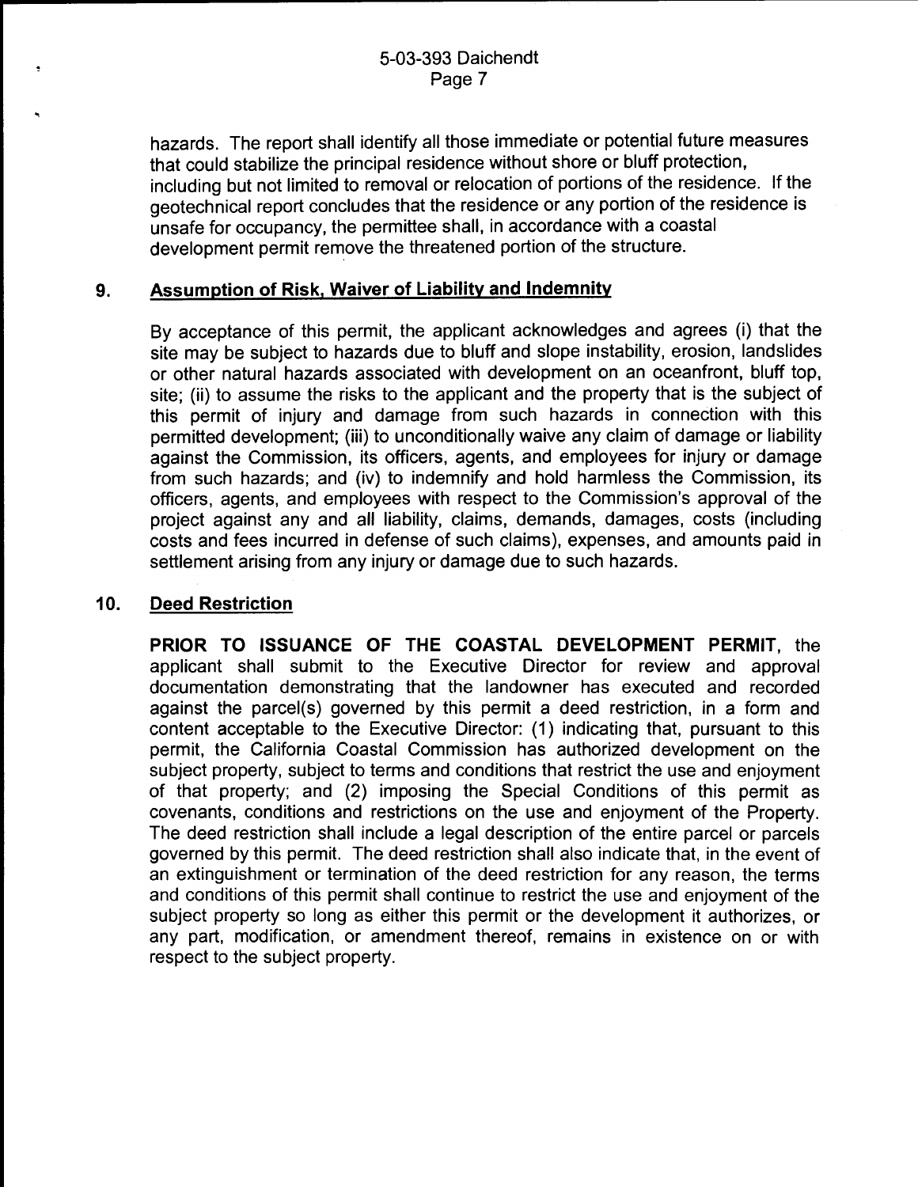hazards. The report shall identify all those immediate or potential future measures that could stabilize the principal residence without shore or bluff protection, including but not limited to removal or relocation of portions of the residence. If the geotechnical report concludes that the residence or any portion of the residence is unsafe for occupancy, the permittee shall, in accordance with a coastal development permit remove the threatened portion of the structure.

## 9. Assumption of Risk, Waiver of Liability and Indemnity

By acceptance of this permit, the applicant acknowledges and agrees (i) that the site may be subject to hazards due to bluff and slope instability, erosion, landslides or other natural hazards associated with development on an oceanfront, bluff top, site; (ii) to assume the risks to the applicant and the property that is the subject of this permit of injury and damage from such hazards in connection with this permitted development; (iii) to unconditionally waive any claim of damage or liability against the Commission, its officers, agents, and employees for injury or damage from such hazards; and (iv) to indemnify and hold harmless the Commission, its officers, agents, and employees with respect to the Commission's approval of the project against any and all liability, claims, demands, damages, costs (including costs and fees incurred in defense of such claims), expenses, and amounts paid in settlement arising from any injury or damage due to such hazards.

## 10. Deed Restriction

**PRIOR TO ISSUANCE OF THE COASTAL DEVELOPMENT PERMIT**, the applicant shall submit to the Executive Director for review and approval documentation demonstrating that the landowner has executed and recorded against the parcel(s) governed by this permit a deed restriction, in a form and content acceptable to the Executive Director: (1) indicating that, pursuant to this permit, the California Coastal Commission has authorized development on the subject property, subject to terms and conditions that restrict the use and enjoyment of that property; and (2) imposing the Special Conditions of this permit as covenants, conditions and restrictions on the use and enjoyment of the Property. The deed restriction shall include a legal description of the entire parcel or parcels governed by this permit. The deed restriction shall also indicate that, in the event of an extinguishment or termination of the deed restriction for any reason, the terms and conditions of this permit shall continue to restrict the use and enjoyment of the subject property so long as either this permit or the development it authorizes, or any part, modification, or amendment thereof, remains in existence on or with respect to the subject property.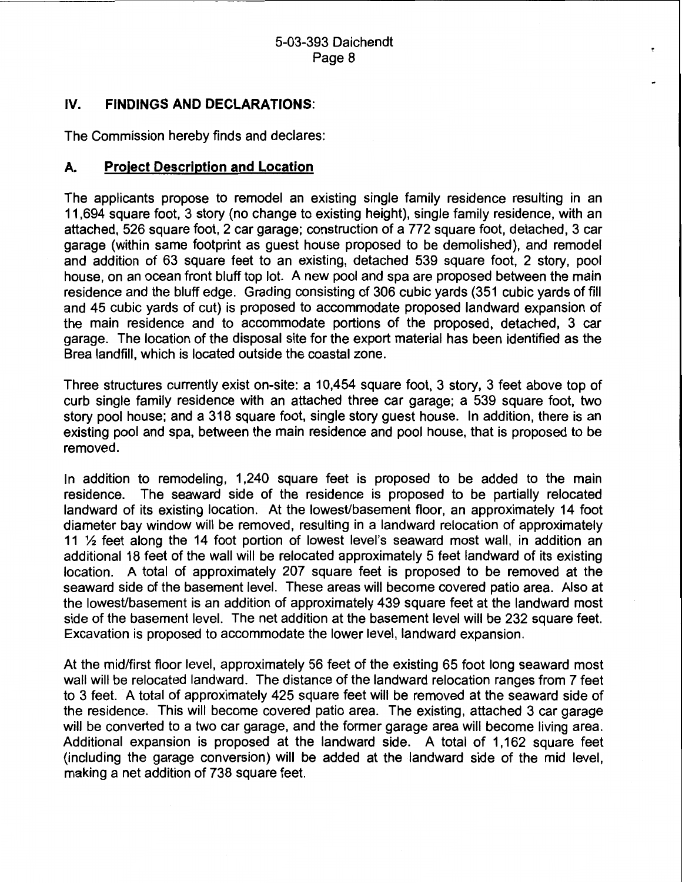## IV. FINDINGS AND DECLARATIONS:

The Commission hereby finds and declares:

### A. Project Description and Location

The applicants propose to remodel an existing single family residence resulting in an 11,694 square foot, 3 story (no change to existing height), single family residence, with an attached, 526 square foot, 2 car garage; construction of a 772 square foot, detached, 3 car garage (within same footprint as guest house proposed to be demolished), and remodel and addition of 63 square feet to an existing, detached 539 square foot, 2 story, pool house, on an ocean front bluff top lot. A new pool and spa are proposed between the main residence and the bluff edge. Grading consisting of 306 cubic yards (351 cubic yards of fill and 45 cubic yards of cut) is proposed to accommodate proposed landward expansion of the main residence and to accommodate portions of the proposed, detached, 3 car garage. The location of the disposal site for the export material has been identified as the Brea landfill, which is located outside the coastal zone.

Three structures currently exist on-site: a 10,454 square foot, 3 story, 3 feet above top of curb single family residence with an attached three car garage; a 539 square foot, two story pool house; and a 318 square foot, single story guest house. In addition, there is an existing pool and spa, between the main residence and pool house, that is proposed to be removed.

In addition to remodeling, 1,240 square feet is proposed to be added to the main residence. The seaward side of the residence is proposed to be partially relocated landward of its existing location. At the lowest/basement floor, an approximately 14 foot diameter bay window will be removed, resulting in a landward relocation of approximately 11 ½ feet along the 14 foot portion of lowest level's seaward most wall, in addition an additional 18 feet of the wall will be relocated approximately 5 feet landward of its existing location. A total of approximately 207 square feet is proposed to be removed at the seaward side of the basement level. These areas will become covered patio area. Also at the lowest/basement is an addition of approximately 439 square feet at the landward most side of the basement level. The net addition at the basement level will be 232 square feet. Excavation is proposed to accommodate the lower level, landward expansion.

At the mid/first floor level, approximately 56 feet of the existing 65 foot long seaward most wall will be relocated landward. The distance of the landward relocation ranges from 7 feet to 3 feet. A total of approximately 425 square feet will be removed at the seaward side of the residence. This will become covered patio area. The existing, attached 3 car garage will be converted to a two car garage, and the former garage area will become living area. Additional expansion is proposed at the landward side. A total of 1,162 square feet (including the garage conversion) will be added at the landward side of the mid level, making a net addition of 738 square feet.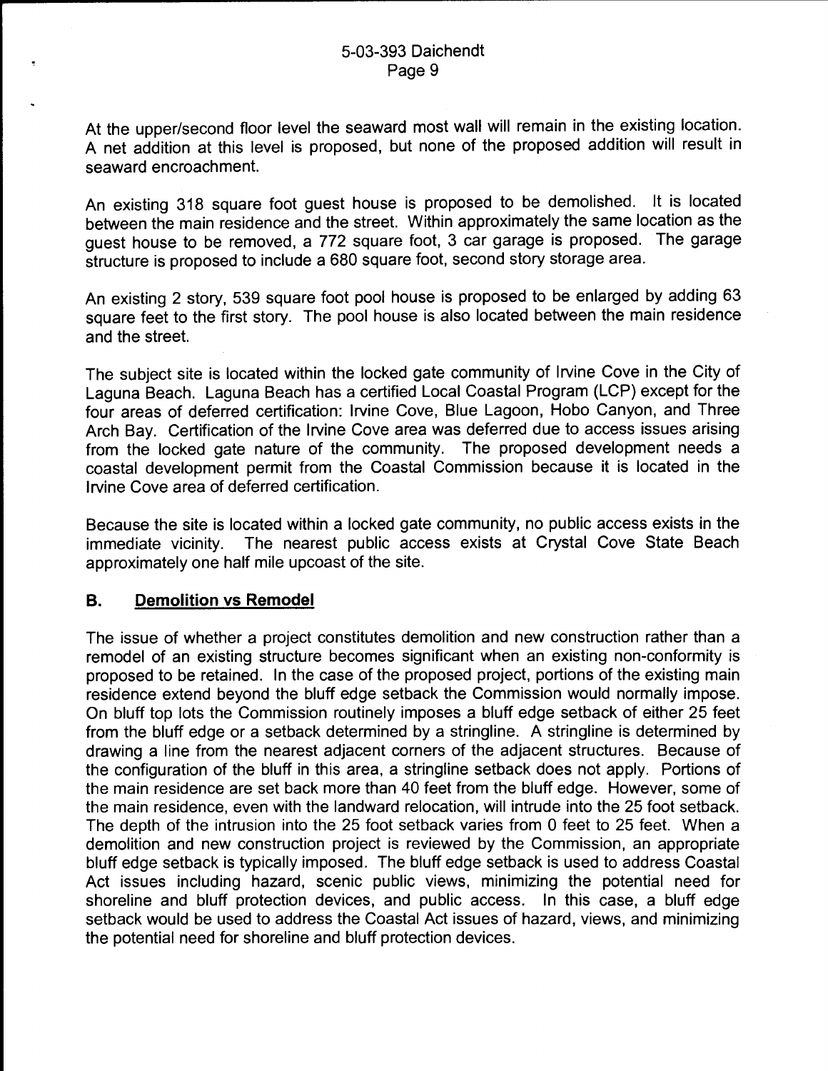At the upper/second floor level the seaward most wall will remain in the existing location. A net addition at this level is proposed, but none of the proposed addition will result in seaward encroachment.

An existing 318 square foot guest house is proposed to be demolished. It is located between the main residence and the street. Within approximately the same location as the guest house to be removed, a 772 square foot, 3 car garage is proposed. The garage structure is proposed to include a 680 square foot, second story storage area.

An existing 2 story, 539 square foot pool house is proposed to be enlarged by adding 63 square feet to the first story. The pool house is also located between the main residence and the street.

The subject site is located within the locked gate community of Irvine Cove in the City of Laguna Beach. Laguna Beach has a certified Local Coastal Program (LCP) except for the four areas of deferred certification: Irvine Cove, Blue Lagoon, Hobo Canyon, and Three Arch Bay. Certification of the Irvine Cove area was deferred due to access issues arising from the locked gate nature of the community. The proposed development needs a coastal development permit from the Coastal Commission because it is located in the Irvine Cove area of deferred certification.

Because the site is located within a locked gate community, no public access exists in the immediate vicinity. The nearest public access exists at Crystal Cove State Beach approximately one half mile upcoast of the site.

## B. Demolition vs Remodel

The issue of whether a project constitutes demolition and new construction rather than a remodel of an existing structure becomes significant when an existing non-conformity is proposed to be retained. In the case of the proposed project, portions of the existing main residence extend beyond the bluff edge setback the Commission would normally impose. On bluff top lots the Commission routinely imposes a bluff edge setback of either 25 feet from the bluff edge or a setback determined by a stringline. A stringline is determined by drawing a line from the nearest adjacent corners of the adjacent structures. Because of the configuration of the bluff in this area, a stringline setback does not apply. Portions of the main residence are set back more than 40 feet from the bluff edge. However, some of the main residence, even with the landward relocation, will intrude into the 25 foot setback. The depth of the intrusion into the 25 foot setback varies from 0 feet to 25 feet. When a demolition and new construction project is reviewed by the Commission, an appropriate bluff edge setback is typically imposed. The bluff edge setback is used to address Coastal Act issues including hazard, scenic public views, minimizing the potential need for shoreline and bluff protection devices, and public access. In this case, a bluff edge setback would be used to address the Coastal Act issues of hazard, views, and minimizing the potential need for shoreline and bluff protection devices.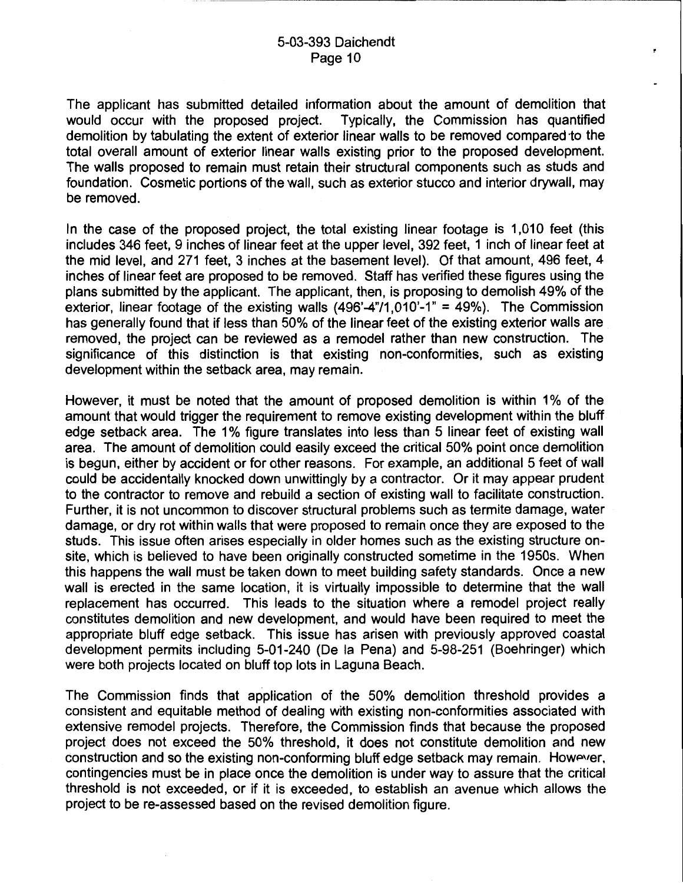The applicant has submitted detailed information about the amount of demolition that would occur with the proposed project. Typically, the Commission has quantified demolition by tabulating the extent of exterior linear walls to be removed compared to the total overall amount of exterior linear walls existing prior to the proposed development. The walls proposed to remain must retain their structural components such as studs and foundation. Cosmetic portions of the wall, such as exterior stucco and interior drywall, may be removed.

In the case of the proposed project, the total existing linear footage is 1,010 feet (this includes 346 feet, 9 inches of linear feet at the upper level, 392 feet, 1 inch of linear feet at the mid level, and 271 feet, 3 inches at the basement level). Of that amount, 496 feet, 4 inches of linear feet are proposed to be removed. Staff has verified these figures using the plans submitted by the applicant. The applicant, then, is proposing to demolish 49% of the exterior, linear footage of the existing walls (496'-4"/1,010'-1" = 49%). The Commission has generally found that if less than 50% of the linear feet of the existing exterior walls are removed, the project can be reviewed as a remodel rather than new construction. The significance of this distinction is that existing non-conformities, such as existing development within the setback area, may remain.

However, it must be noted that the amount of proposed demolition is within 1% of the amount that would trigger the requirement to remove existing development within the bluff edge setback area. The 1% figure translates into less than 5 linear feet of existing wall area. The amount of demolition could easily exceed the critical 50% point once demolition is begun, either by accident or for other reasons. For example, an additional 5 feet of wall could be accidentally knocked down unwittingly by a contractor. Or it may appear prudent to the contractor to remove and rebuild a section of existing wall to facilitate construction. Further, it is not uncommon to discover structural problems such as termite damage, water damage, or dry rot within walls that were proposed to remain once they are exposed to the studs. This issue often arises especially in older homes such as the existing structure on-site, which is believed to have been originally constructed sometime in the 1950s. When this happens the wall must be taken down to meet building safety standards. Once a new wall is erected in the same location, it is virtually impossible to determine that the wall replacement has occurred. This leads to the situation where a remodel project really constitutes demolition and new development, and would have been required to meet the appropriate bluff edge setback. This issue has arisen with previously approved coastal development permits including 5-01-240 (De la Pena) and 5-98-251 (Boehringer) which were both projects located on bluff top lots in Laguna Beach.

The Commission finds that application of the 50% demolition threshold provides a consistent and equitable method of dealing with existing non-conformities associated with extensive remodel projects. Therefore, the Commission finds that because the proposed project does not exceed the 50% threshold, it does not constitute demolition and new construction and so the existing non-conforming bluff edge setback may remain. However, contingencies must be in place once the demolition is under way to assure that the critical threshold is not exceeded, or if it is exceeded, to establish an avenue which allows the project to be re-assessed based on the revised demolition figure.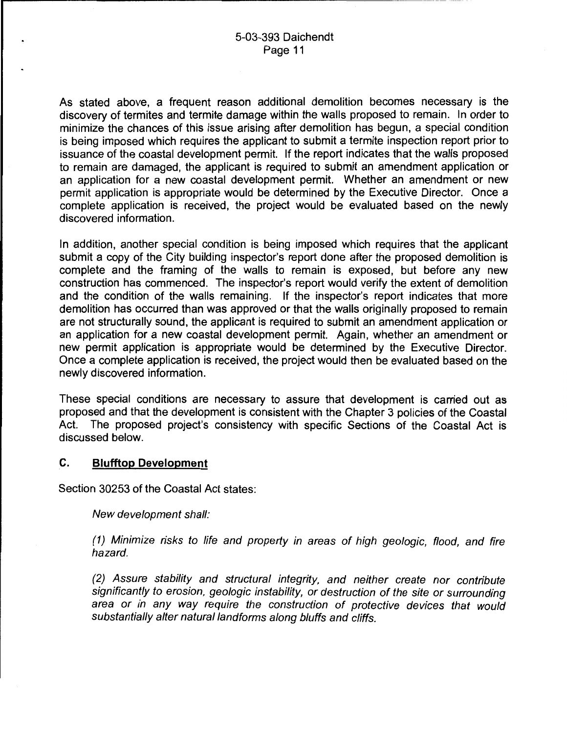As stated above, a frequent reason additional demolition becomes necessary is the discovery of termites and termite damage within the walls proposed to remain. In order to minimize the chances of this issue arising after demolition has begun, a special condition is being imposed which requires the applicant to submit a termite inspection report prior to issuance of the coastal development permit. If the report indicates that the walls proposed to remain are damaged, the applicant is required to submit an amendment application or an application for a new coastal development permit. Whether an amendment or new permit application is appropriate would be determined by the Executive Director. Once a complete application is received, the project would be evaluated based on the newly discovered information.

In addition, another special condition is being imposed which requires that the applicant submit a copy of the City building inspector's report done after the proposed demolition is complete and the framing of the walls to remain is exposed, but before any new construction has commenced. The inspector's report would verify the extent of demolition and the condition of the walls remaining. If the inspector's report indicates that more demolition has occurred than was approved or that the walls originally proposed to remain are not structurally sound, the applicant is required to submit an amendment application or an application for a new coastal development permit. Again, whether an amendment or new permit application is appropriate would be determined by the Executive Director. Once a complete application is received, the project would then be evaluated based on the newly discovered information.

These special conditions are necessary to assure that development is carried out as proposed and that the development is consistent with the Chapter 3 policies of the Coastal Act. The proposed project's consistency with specific Sections of the Coastal Act is discussed below.

## C. Blufftop Development

Section 30253 of the Coastal Act states:

> *New development shall:*
>
> *(1) Minimize risks to life and property in areas of high geologic, flood, and fire hazard.*
>
> *(2) Assure stability and structural integrity, and neither create nor contribute significantly to erosion, geologic instability, or destruction of the site or surrounding area or in any way require the construction of protective devices that would substantially alter natural landforms along bluffs and cliffs.*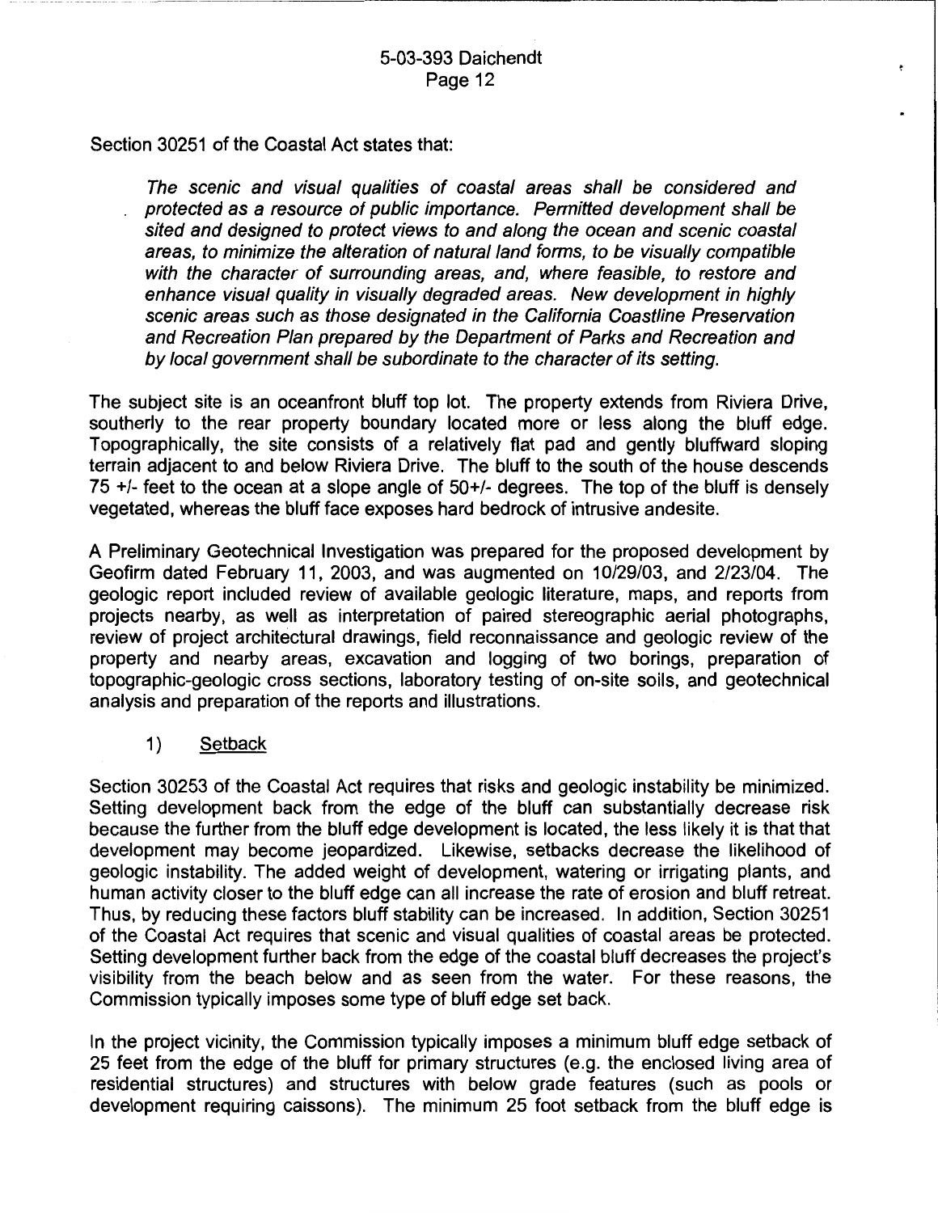Section 30251 of the Coastal Act states that:

> *The scenic and visual qualities of coastal areas shall be considered and protected as a resource of public importance. Permitted development shall be sited and designed to protect views to and along the ocean and scenic coastal areas, to minimize the alteration of natural land forms, to be visually compatible with the character of surrounding areas, and, where feasible, to restore and enhance visual quality in visually degraded areas. New development in highly scenic areas such as those designated in the California Coastline Preservation and Recreation Plan prepared by the Department of Parks and Recreation and by local government shall be subordinate to the character of its setting.*

The subject site is an oceanfront bluff top lot. The property extends from Riviera Drive, southerly to the rear property boundary located more or less along the bluff edge. Topographically, the site consists of a relatively flat pad and gently bluffward sloping terrain adjacent to and below Riviera Drive. The bluff to the south of the house descends 75 +/- feet to the ocean at a slope angle of 50+/- degrees. The top of the bluff is densely vegetated, whereas the bluff face exposes hard bedrock of intrusive andesite.

A Preliminary Geotechnical Investigation was prepared for the proposed development by Geofirm dated February 11, 2003, and was augmented on 10/29/03, and 2/23/04. The geologic report included review of available geologic literature, maps, and reports from projects nearby, as well as interpretation of paired stereographic aerial photographs, review of project architectural drawings, field reconnaissance and geologic review of the property and nearby areas, excavation and logging of two borings, preparation of topographic-geologic cross sections, laboratory testing of on-site soils, and geotechnical analysis and preparation of the reports and illustrations.

1) <u>Setback</u>

Section 30253 of the Coastal Act requires that risks and geologic instability be minimized. Setting development back from the edge of the bluff can substantially decrease risk because the further from the bluff edge development is located, the less likely it is that that development may become jeopardized. Likewise, setbacks decrease the likelihood of geologic instability. The added weight of development, watering or irrigating plants, and human activity closer to the bluff edge can all increase the rate of erosion and bluff retreat. Thus, by reducing these factors bluff stability can be increased. In addition, Section 30251 of the Coastal Act requires that scenic and visual qualities of coastal areas be protected. Setting development further back from the edge of the coastal bluff decreases the project's visibility from the beach below and as seen from the water. For these reasons, the Commission typically imposes some type of bluff edge set back.

In the project vicinity, the Commission typically imposes a minimum bluff edge setback of 25 feet from the edge of the bluff for primary structures (e.g. the enclosed living area of residential structures) and structures with below grade features (such as pools or development requiring caissons). The minimum 25 foot setback from the bluff edge is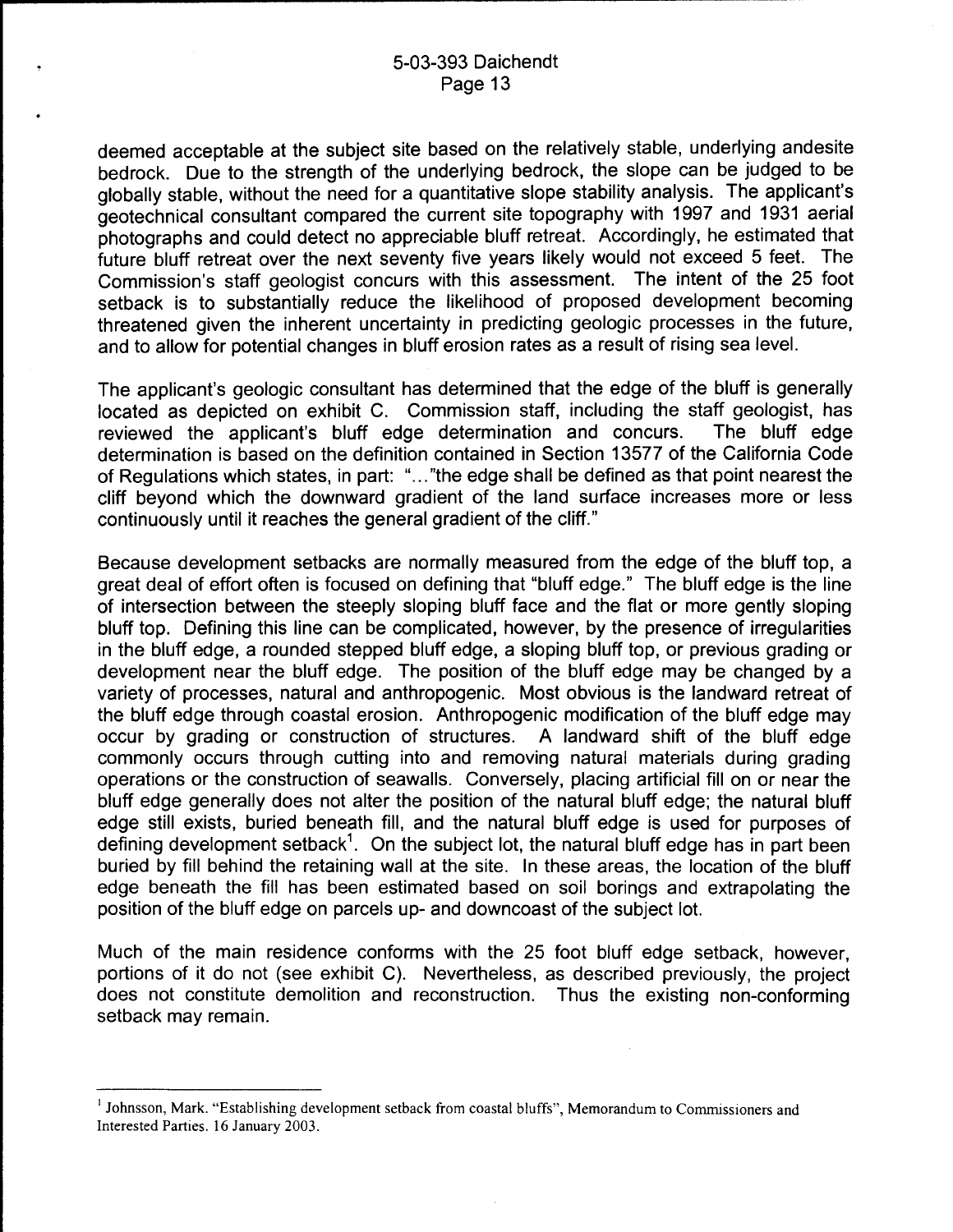deemed acceptable at the subject site based on the relatively stable, underlying andesite bedrock. Due to the strength of the underlying bedrock, the slope can be judged to be globally stable, without the need for a quantitative slope stability analysis. The applicant's geotechnical consultant compared the current site topography with 1997 and 1931 aerial photographs and could detect no appreciable bluff retreat. Accordingly, he estimated that future bluff retreat over the next seventy five years likely would not exceed 5 feet. The Commission's staff geologist concurs with this assessment. The intent of the 25 foot setback is to substantially reduce the likelihood of proposed development becoming threatened given the inherent uncertainty in predicting geologic processes in the future, and to allow for potential changes in bluff erosion rates as a result of rising sea level.

The applicant's geologic consultant has determined that the edge of the bluff is generally located as depicted on exhibit C. Commission staff, including the staff geologist, has reviewed the applicant's bluff edge determination and concurs. The bluff edge determination is based on the definition contained in Section 13577 of the California Code of Regulations which states, in part: "..."the edge shall be defined as that point nearest the cliff beyond which the downward gradient of the land surface increases more or less continuously until it reaches the general gradient of the cliff."

Because development setbacks are normally measured from the edge of the bluff top, a great deal of effort often is focused on defining that "bluff edge." The bluff edge is the line of intersection between the steeply sloping bluff face and the flat or more gently sloping bluff top. Defining this line can be complicated, however, by the presence of irregularities in the bluff edge, a rounded stepped bluff edge, a sloping bluff top, or previous grading or development near the bluff edge. The position of the bluff edge may be changed by a variety of processes, natural and anthropogenic. Most obvious is the landward retreat of the bluff edge through coastal erosion. Anthropogenic modification of the bluff edge may occur by grading or construction of structures. A landward shift of the bluff edge commonly occurs through cutting into and removing natural materials during grading operations or the construction of seawalls. Conversely, placing artificial fill on or near the bluff edge generally does not alter the position of the natural bluff edge; the natural bluff edge still exists, buried beneath fill, and the natural bluff edge is used for purposes of defining development setback[1]. On the subject lot, the natural bluff edge has in part been buried by fill behind the retaining wall at the site. In these areas, the location of the bluff edge beneath the fill has been estimated based on soil borings and extrapolating the position of the bluff edge on parcels up- and downcoast of the subject lot.

Much of the main residence conforms with the 25 foot bluff edge setback, however, portions of it do not (see exhibit C). Nevertheless, as described previously, the project does not constitute demolition and reconstruction. Thus the existing non-conforming setback may remain.

---

[1] Johnsson, Mark. "Establishing development setback from coastal bluffs", Memorandum to Commissioners and Interested Parties. 16 January 2003.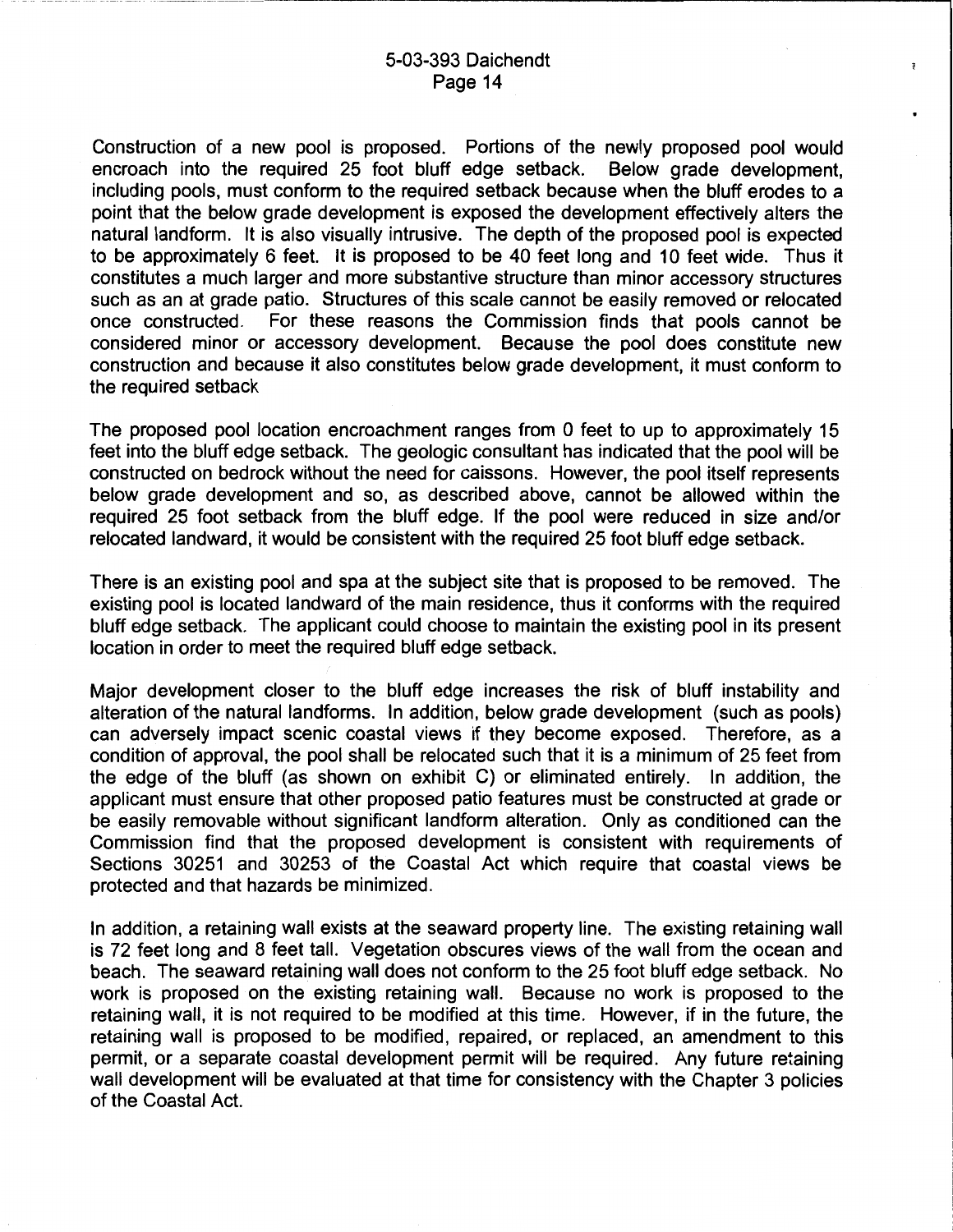Construction of a new pool is proposed. Portions of the newly proposed pool would encroach into the required 25 foot bluff edge setback. Below grade development, including pools, must conform to the required setback because when the bluff erodes to a point that the below grade development is exposed the development effectively alters the natural landform. It is also visually intrusive. The depth of the proposed pool is expected to be approximately 6 feet. It is proposed to be 40 feet long and 10 feet wide. Thus it constitutes a much larger and more substantive structure than minor accessory structures such as an at grade patio. Structures of this scale cannot be easily removed or relocated once constructed. For these reasons the Commission finds that pools cannot be considered minor or accessory development. Because the pool does constitute new construction and because it also constitutes below grade development, it must conform to the required setback

The proposed pool location encroachment ranges from 0 feet to up to approximately 15 feet into the bluff edge setback. The geologic consultant has indicated that the pool will be constructed on bedrock without the need for caissons. However, the pool itself represents below grade development and so, as described above, cannot be allowed within the required 25 foot setback from the bluff edge. If the pool were reduced in size and/or relocated landward, it would be consistent with the required 25 foot bluff edge setback.

There is an existing pool and spa at the subject site that is proposed to be removed. The existing pool is located landward of the main residence, thus it conforms with the required bluff edge setback. The applicant could choose to maintain the existing pool in its present location in order to meet the required bluff edge setback.

Major development closer to the bluff edge increases the risk of bluff instability and alteration of the natural landforms. In addition, below grade development (such as pools) can adversely impact scenic coastal views if they become exposed. Therefore, as a condition of approval, the pool shall be relocated such that it is a minimum of 25 feet from the edge of the bluff (as shown on exhibit C) or eliminated entirely. In addition, the applicant must ensure that other proposed patio features must be constructed at grade or be easily removable without significant landform alteration. Only as conditioned can the Commission find that the proposed development is consistent with requirements of Sections 30251 and 30253 of the Coastal Act which require that coastal views be protected and that hazards be minimized.

In addition, a retaining wall exists at the seaward property line. The existing retaining wall is 72 feet long and 8 feet tall. Vegetation obscures views of the wall from the ocean and beach. The seaward retaining wall does not conform to the 25 foot bluff edge setback. No work is proposed on the existing retaining wall. Because no work is proposed to the retaining wall, it is not required to be modified at this time. However, if in the future, the retaining wall is proposed to be modified, repaired, or replaced, an amendment to this permit, or a separate coastal development permit will be required. Any future retaining wall development will be evaluated at that time for consistency with the Chapter 3 policies of the Coastal Act.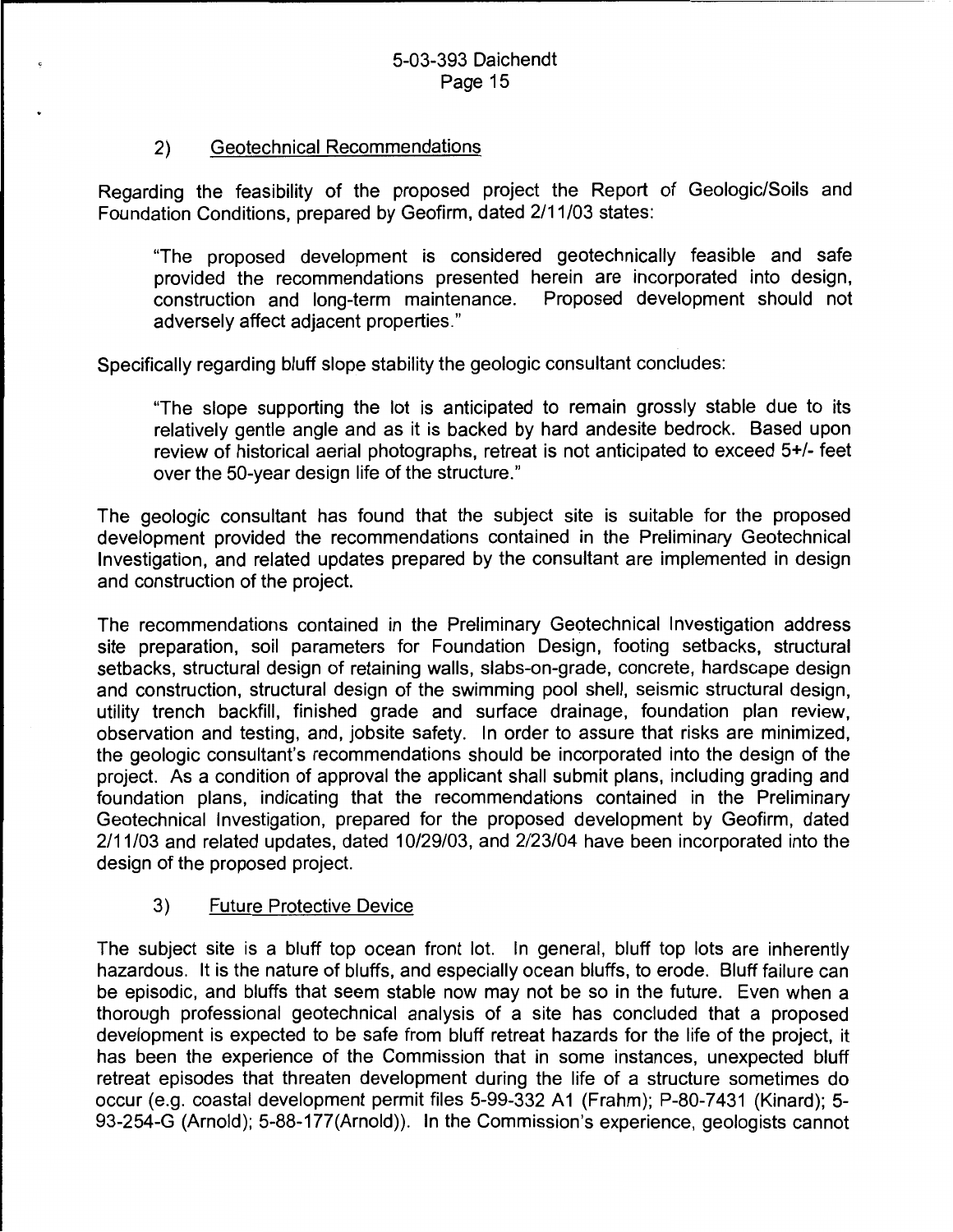### 2) Geotechnical Recommendations

Regarding the feasibility of the proposed project the Report of Geologic/Soils and Foundation Conditions, prepared by Geofirm, dated 2/11/03 states:

> "The proposed development is considered geotechnically feasible and safe provided the recommendations presented herein are incorporated into design, construction and long-term maintenance. Proposed development should not adversely affect adjacent properties."

Specifically regarding bluff slope stability the geologic consultant concludes:

> "The slope supporting the lot is anticipated to remain grossly stable due to its relatively gentle angle and as it is backed by hard andesite bedrock. Based upon review of historical aerial photographs, retreat is not anticipated to exceed 5+/- feet over the 50-year design life of the structure."

The geologic consultant has found that the subject site is suitable for the proposed development provided the recommendations contained in the Preliminary Geotechnical Investigation, and related updates prepared by the consultant are implemented in design and construction of the project.

The recommendations contained in the Preliminary Geotechnical Investigation address site preparation, soil parameters for Foundation Design, footing setbacks, structural setbacks, structural design of retaining walls, slabs-on-grade, concrete, hardscape design and construction, structural design of the swimming pool shell, seismic structural design, utility trench backfill, finished grade and surface drainage, foundation plan review, observation and testing, and, jobsite safety. In order to assure that risks are minimized, the geologic consultant's recommendations should be incorporated into the design of the project. As a condition of approval the applicant shall submit plans, including grading and foundation plans, indicating that the recommendations contained in the Preliminary Geotechnical Investigation, prepared for the proposed development by Geofirm, dated 2/11/03 and related updates, dated 10/29/03, and 2/23/04 have been incorporated into the design of the proposed project.

### 3) Future Protective Device

The subject site is a bluff top ocean front lot. In general, bluff top lots are inherently hazardous. It is the nature of bluffs, and especially ocean bluffs, to erode. Bluff failure can be episodic, and bluffs that seem stable now may not be so in the future. Even when a thorough professional geotechnical analysis of a site has concluded that a proposed development is expected to be safe from bluff retreat hazards for the life of the project, it has been the experience of the Commission that in some instances, unexpected bluff retreat episodes that threaten development during the life of a structure sometimes do occur (e.g. coastal development permit files 5-99-332 A1 (Frahm); P-80-7431 (Kinard); 5-93-254-G (Arnold); 5-88-177(Arnold)). In the Commission's experience, geologists cannot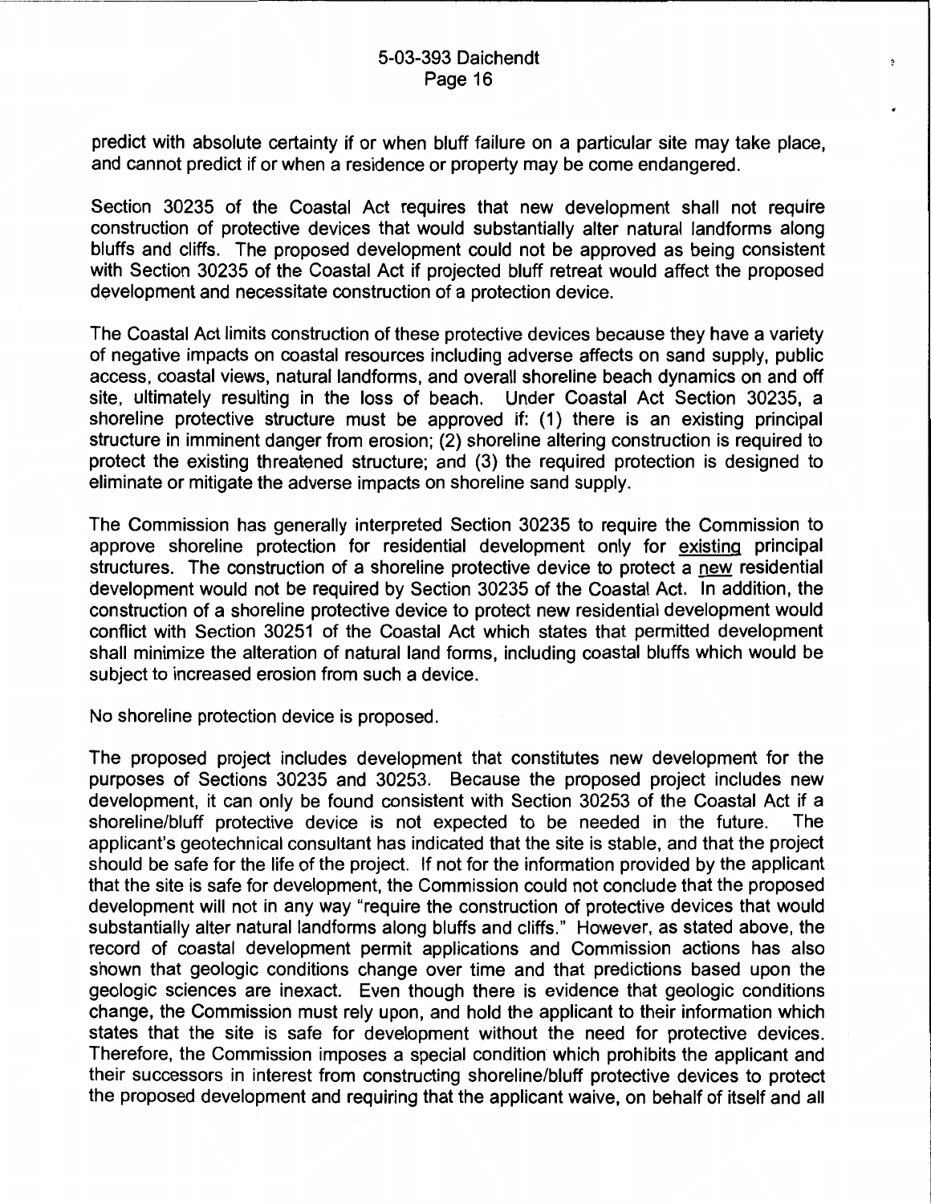predict with absolute certainty if or when bluff failure on a particular site may take place, and cannot predict if or when a residence or property may be come endangered.

Section 30235 of the Coastal Act requires that new development shall not require construction of protective devices that would substantially alter natural landforms along bluffs and cliffs. The proposed development could not be approved as being consistent with Section 30235 of the Coastal Act if projected bluff retreat would affect the proposed development and necessitate construction of a protection device.

The Coastal Act limits construction of these protective devices because they have a variety of negative impacts on coastal resources including adverse affects on sand supply, public access, coastal views, natural landforms, and overall shoreline beach dynamics on and off site, ultimately resulting in the loss of beach. Under Coastal Act Section 30235, a shoreline protective structure must be approved if: (1) there is an existing principal structure in imminent danger from erosion; (2) shoreline altering construction is required to protect the existing threatened structure; and (3) the required protection is designed to eliminate or mitigate the adverse impacts on shoreline sand supply.

The Commission has generally interpreted Section 30235 to require the Commission to approve shoreline protection for residential development only for existing principal structures. The construction of a shoreline protective device to protect a new residential development would not be required by Section 30235 of the Coastal Act. In addition, the construction of a shoreline protective device to protect new residential development would conflict with Section 30251 of the Coastal Act which states that permitted development shall minimize the alteration of natural land forms, including coastal bluffs which would be subject to increased erosion from such a device.

No shoreline protection device is proposed.

The proposed project includes development that constitutes new development for the purposes of Sections 30235 and 30253. Because the proposed project includes new development, it can only be found consistent with Section 30253 of the Coastal Act if a shoreline/bluff protective device is not expected to be needed in the future. The applicant's geotechnical consultant has indicated that the site is stable, and that the project should be safe for the life of the project. If not for the information provided by the applicant that the site is safe for development, the Commission could not conclude that the proposed development will not in any way "require the construction of protective devices that would substantially alter natural landforms along bluffs and cliffs." However, as stated above, the record of coastal development permit applications and Commission actions has also shown that geologic conditions change over time and that predictions based upon the geologic sciences are inexact. Even though there is evidence that geologic conditions change, the Commission must rely upon, and hold the applicant to their information which states that the site is safe for development without the need for protective devices. Therefore, the Commission imposes a special condition which prohibits the applicant and their successors in interest from constructing shoreline/bluff protective devices to protect the proposed development and requiring that the applicant waive, on behalf of itself and all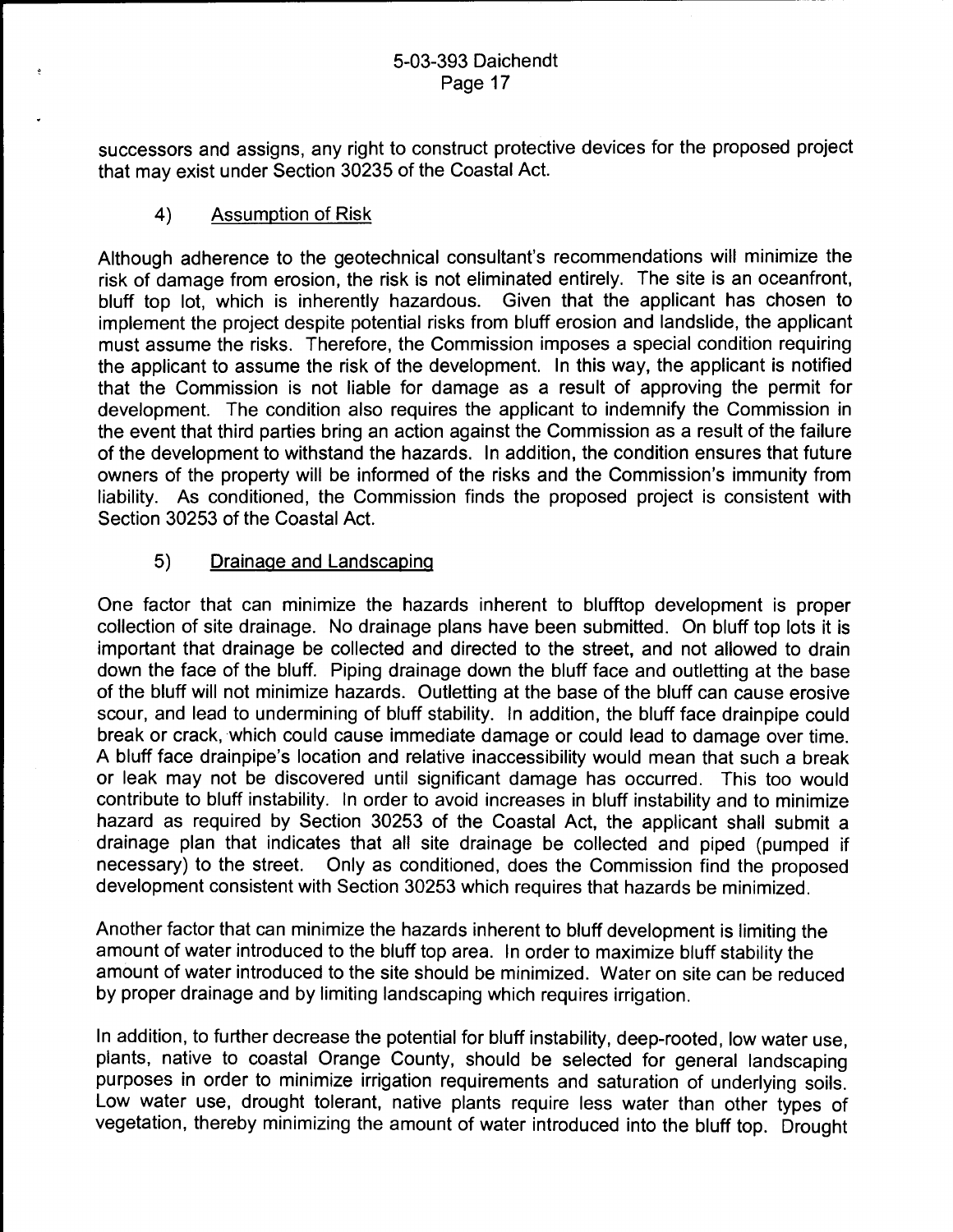successors and assigns, any right to construct protective devices for the proposed project that may exist under Section 30235 of the Coastal Act.

4) Assumption of Risk

Although adherence to the geotechnical consultant's recommendations will minimize the risk of damage from erosion, the risk is not eliminated entirely. The site is an oceanfront, bluff top lot, which is inherently hazardous. Given that the applicant has chosen to implement the project despite potential risks from bluff erosion and landslide, the applicant must assume the risks. Therefore, the Commission imposes a special condition requiring the applicant to assume the risk of the development. In this way, the applicant is notified that the Commission is not liable for damage as a result of approving the permit for development. The condition also requires the applicant to indemnify the Commission in the event that third parties bring an action against the Commission as a result of the failure of the development to withstand the hazards. In addition, the condition ensures that future owners of the property will be informed of the risks and the Commission's immunity from liability. As conditioned, the Commission finds the proposed project is consistent with Section 30253 of the Coastal Act.

5) Drainage and Landscaping

One factor that can minimize the hazards inherent to blufftop development is proper collection of site drainage. No drainage plans have been submitted. On bluff top lots it is important that drainage be collected and directed to the street, and not allowed to drain down the face of the bluff. Piping drainage down the bluff face and outletting at the base of the bluff will not minimize hazards. Outletting at the base of the bluff can cause erosive scour, and lead to undermining of bluff stability. In addition, the bluff face drainpipe could break or crack, which could cause immediate damage or could lead to damage over time. A bluff face drainpipe's location and relative inaccessibility would mean that such a break or leak may not be discovered until significant damage has occurred. This too would contribute to bluff instability. In order to avoid increases in bluff instability and to minimize hazard as required by Section 30253 of the Coastal Act, the applicant shall submit a drainage plan that indicates that all site drainage be collected and piped (pumped if necessary) to the street. Only as conditioned, does the Commission find the proposed development consistent with Section 30253 which requires that hazards be minimized.

Another factor that can minimize the hazards inherent to bluff development is limiting the amount of water introduced to the bluff top area. In order to maximize bluff stability the amount of water introduced to the site should be minimized. Water on site can be reduced by proper drainage and by limiting landscaping which requires irrigation.

In addition, to further decrease the potential for bluff instability, deep-rooted, low water use, plants, native to coastal Orange County, should be selected for general landscaping purposes in order to minimize irrigation requirements and saturation of underlying soils. Low water use, drought tolerant, native plants require less water than other types of vegetation, thereby minimizing the amount of water introduced into the bluff top. Drought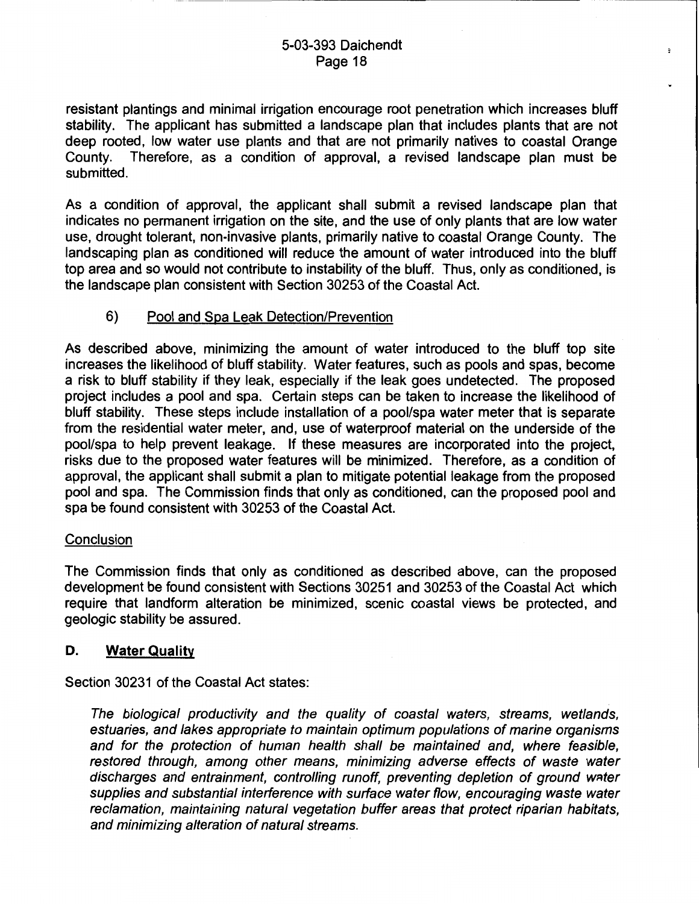resistant plantings and minimal irrigation encourage root penetration which increases bluff stability. The applicant has submitted a landscape plan that includes plants that are not deep rooted, low water use plants and that are not primarily natives to coastal Orange County. Therefore, as a condition of approval, a revised landscape plan must be submitted.

As a condition of approval, the applicant shall submit a revised landscape plan that indicates no permanent irrigation on the site, and the use of only plants that are low water use, drought tolerant, non-invasive plants, primarily native to coastal Orange County. The landscaping plan as conditioned will reduce the amount of water introduced into the bluff top area and so would not contribute to instability of the bluff. Thus, only as conditioned, is the landscape plan consistent with Section 30253 of the Coastal Act.

6) <u>Pool and Spa Leak Detection/Prevention</u>

As described above, minimizing the amount of water introduced to the bluff top site increases the likelihood of bluff stability. Water features, such as pools and spas, become a risk to bluff stability if they leak, especially if the leak goes undetected. The proposed project includes a pool and spa. Certain steps can be taken to increase the likelihood of bluff stability. These steps include installation of a pool/spa water meter that is separate from the residential water meter, and, use of waterproof material on the underside of the pool/spa to help prevent leakage. If these measures are incorporated into the project, risks due to the proposed water features will be minimized. Therefore, as a condition of approval, the applicant shall submit a plan to mitigate potential leakage from the proposed pool and spa. The Commission finds that only as conditioned, can the proposed pool and spa be found consistent with 30253 of the Coastal Act.

<u>Conclusion</u>

The Commission finds that only as conditioned as described above, can the proposed development be found consistent with Sections 30251 and 30253 of the Coastal Act which require that landform alteration be minimized, scenic coastal views be protected, and geologic stability be assured.

## D. <u>Water Quality</u>

Section 30231 of the Coastal Act states:

> *The biological productivity and the quality of coastal waters, streams, wetlands, estuaries, and lakes appropriate to maintain optimum populations of marine organisms and for the protection of human health shall be maintained and, where feasible, restored through, among other means, minimizing adverse effects of waste water discharges and entrainment, controlling runoff, preventing depletion of ground water supplies and substantial interference with surface water flow, encouraging waste water reclamation, maintaining natural vegetation buffer areas that protect riparian habitats, and minimizing alteration of natural streams.*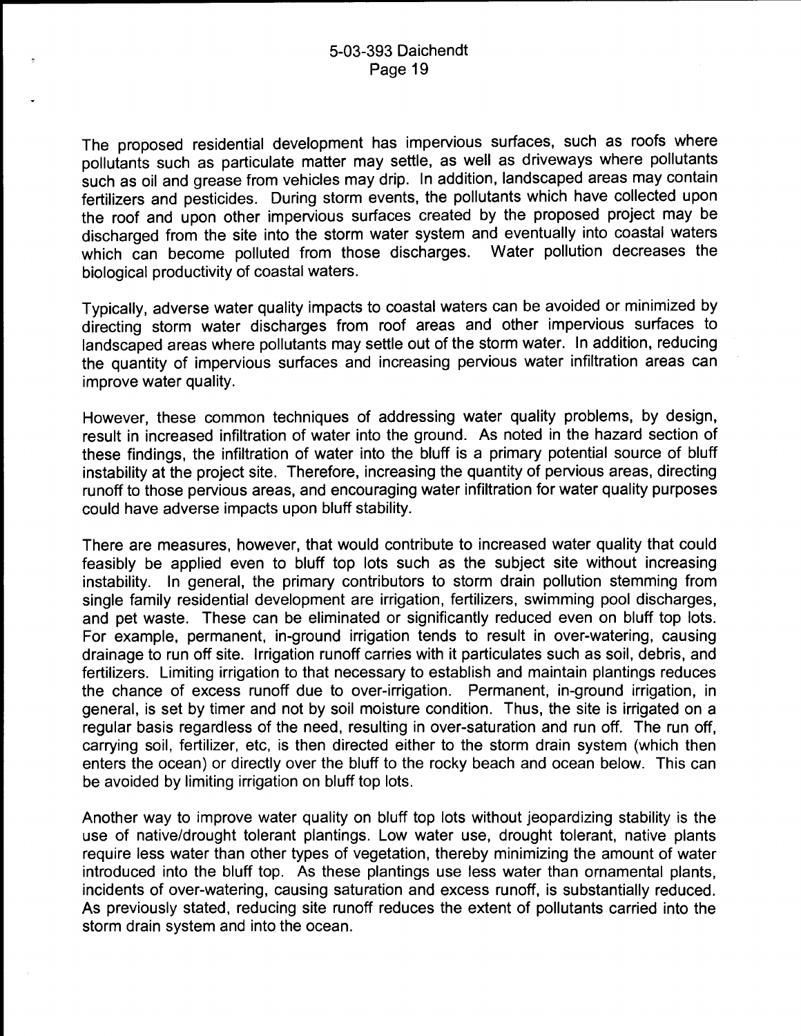The proposed residential development has impervious surfaces, such as roofs where pollutants such as particulate matter may settle, as well as driveways where pollutants such as oil and grease from vehicles may drip. In addition, landscaped areas may contain fertilizers and pesticides. During storm events, the pollutants which have collected upon the roof and upon other impervious surfaces created by the proposed project may be discharged from the site into the storm water system and eventually into coastal waters which can become polluted from those discharges. Water pollution decreases the biological productivity of coastal waters.

Typically, adverse water quality impacts to coastal waters can be avoided or minimized by directing storm water discharges from roof areas and other impervious surfaces to landscaped areas where pollutants may settle out of the storm water. In addition, reducing the quantity of impervious surfaces and increasing pervious water infiltration areas can improve water quality.

However, these common techniques of addressing water quality problems, by design, result in increased infiltration of water into the ground. As noted in the hazard section of these findings, the infiltration of water into the bluff is a primary potential source of bluff instability at the project site. Therefore, increasing the quantity of pervious areas, directing runoff to those pervious areas, and encouraging water infiltration for water quality purposes could have adverse impacts upon bluff stability.

There are measures, however, that would contribute to increased water quality that could feasibly be applied even to bluff top lots such as the subject site without increasing instability. In general, the primary contributors to storm drain pollution stemming from single family residential development are irrigation, fertilizers, swimming pool discharges, and pet waste. These can be eliminated or significantly reduced even on bluff top lots. For example, permanent, in-ground irrigation tends to result in over-watering, causing drainage to run off site. Irrigation runoff carries with it particulates such as soil, debris, and fertilizers. Limiting irrigation to that necessary to establish and maintain plantings reduces the chance of excess runoff due to over-irrigation. Permanent, in-ground irrigation, in general, is set by timer and not by soil moisture condition. Thus, the site is irrigated on a regular basis regardless of the need, resulting in over-saturation and run off. The run off, carrying soil, fertilizer, etc, is then directed either to the storm drain system (which then enters the ocean) or directly over the bluff to the rocky beach and ocean below. This can be avoided by limiting irrigation on bluff top lots.

Another way to improve water quality on bluff top lots without jeopardizing stability is the use of native/drought tolerant plantings. Low water use, drought tolerant, native plants require less water than other types of vegetation, thereby minimizing the amount of water introduced into the bluff top. As these plantings use less water than ornamental plants, incidents of over-watering, causing saturation and excess runoff, is substantially reduced. As previously stated, reducing site runoff reduces the extent of pollutants carried into the storm drain system and into the ocean.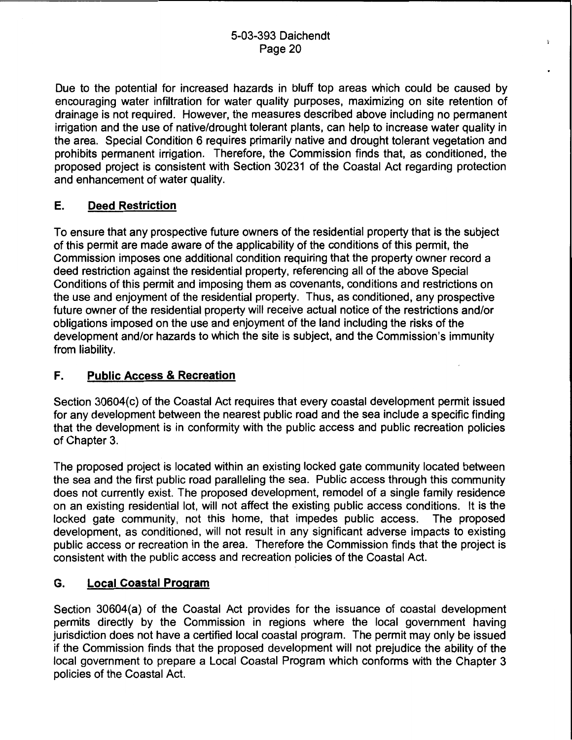Due to the potential for increased hazards in bluff top areas which could be caused by encouraging water infiltration for water quality purposes, maximizing on site retention of drainage is not required. However, the measures described above including no permanent irrigation and the use of native/drought tolerant plants, can help to increase water quality in the area. Special Condition 6 requires primarily native and drought tolerant vegetation and prohibits permanent irrigation. Therefore, the Commission finds that, as conditioned, the proposed project is consistent with Section 30231 of the Coastal Act regarding protection and enhancement of water quality.

## E. Deed Restriction

To ensure that any prospective future owners of the residential property that is the subject of this permit are made aware of the applicability of the conditions of this permit, the Commission imposes one additional condition requiring that the property owner record a deed restriction against the residential property, referencing all of the above Special Conditions of this permit and imposing them as covenants, conditions and restrictions on the use and enjoyment of the residential property. Thus, as conditioned, any prospective future owner of the residential property will receive actual notice of the restrictions and/or obligations imposed on the use and enjoyment of the land including the risks of the development and/or hazards to which the site is subject, and the Commission's immunity from liability.

## F. Public Access & Recreation

Section 30604(c) of the Coastal Act requires that every coastal development permit issued for any development between the nearest public road and the sea include a specific finding that the development is in conformity with the public access and public recreation policies of Chapter 3.

The proposed project is located within an existing locked gate community located between the sea and the first public road paralleling the sea. Public access through this community does not currently exist. The proposed development, remodel of a single family residence on an existing residential lot, will not affect the existing public access conditions. It is the locked gate community, not this home, that impedes public access. The proposed development, as conditioned, will not result in any significant adverse impacts to existing public access or recreation in the area. Therefore the Commission finds that the project is consistent with the public access and recreation policies of the Coastal Act.

## G. Local Coastal Program

Section 30604(a) of the Coastal Act provides for the issuance of coastal development permits directly by the Commission in regions where the local government having jurisdiction does not have a certified local coastal program. The permit may only be issued if the Commission finds that the proposed development will not prejudice the ability of the local government to prepare a Local Coastal Program which conforms with the Chapter 3 policies of the Coastal Act.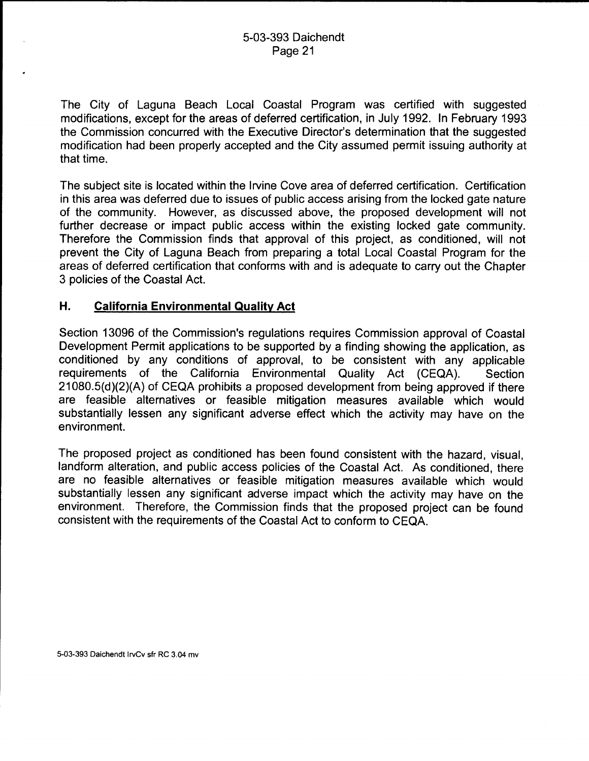The City of Laguna Beach Local Coastal Program was certified with suggested modifications, except for the areas of deferred certification, in July 1992. In February 1993 the Commission concurred with the Executive Director's determination that the suggested modification had been properly accepted and the City assumed permit issuing authority at that time.

The subject site is located within the Irvine Cove area of deferred certification. Certification in this area was deferred due to issues of public access arising from the locked gate nature of the community. However, as discussed above, the proposed development will not further decrease or impact public access within the existing locked gate community. Therefore the Commission finds that approval of this project, as conditioned, will not prevent the City of Laguna Beach from preparing a total Local Coastal Program for the areas of deferred certification that conforms with and is adequate to carry out the Chapter 3 policies of the Coastal Act.

## H. California Environmental Quality Act

Section 13096 of the Commission's regulations requires Commission approval of Coastal Development Permit applications to be supported by a finding showing the application, as conditioned by any conditions of approval, to be consistent with any applicable requirements of the California Environmental Quality Act (CEQA). Section 21080.5(d)(2)(A) of CEQA prohibits a proposed development from being approved if there are feasible alternatives or feasible mitigation measures available which would substantially lessen any significant adverse effect which the activity may have on the environment.

The proposed project as conditioned has been found consistent with the hazard, visual, landform alteration, and public access policies of the Coastal Act. As conditioned, there are no feasible alternatives or feasible mitigation measures available which would substantially lessen any significant adverse impact which the activity may have on the environment. Therefore, the Commission finds that the proposed project can be found consistent with the requirements of the Coastal Act to conform to CEQA.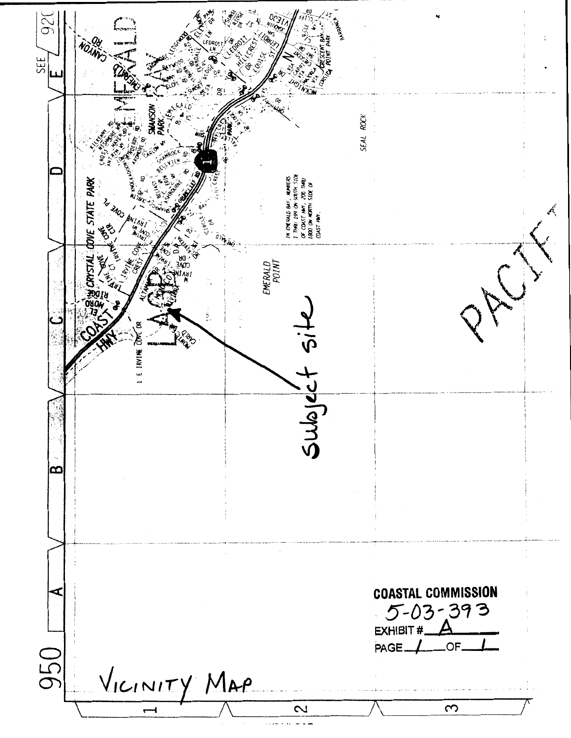SEE 920

COASTAL COMMISSION

5-03-393

EXHIBIT # A

PAGE 1 OF 1

Subject site

VICINITY MAP

IN EMERALD BAY, NUMBERS 1 THRU 199 ON SOUTH SIDE OF COAST HWY, 200 THRU 1800 ON NORTH SIDE OF COAST HWY.

EMERALD POINT

SEAL ROCK

CRYSTAL COVE STATE PARK

SWANSON PARK

COAST HWY

PACIFIC

950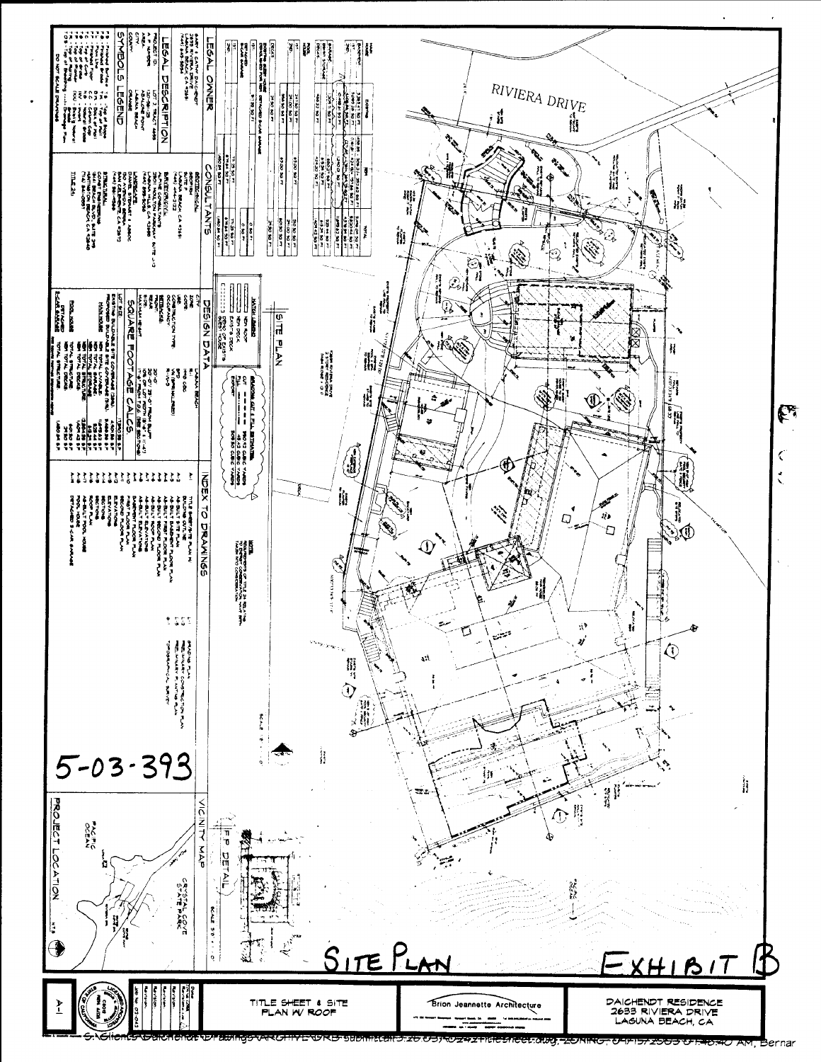RIVIERA DRIVE

SITE PLAN

LEGAL OWNER

LEGAL DESCRIPTION

SYMBOLS LEGEND

CONSULTANTS

DESIGN DATA

SQUARE FOOTAGE CALCS

INDEX TO DRAWINGS

VICINITY MAP

FP DETAIL

PROJECT LOCATION

PACIFIC OCEAN

CRYSTAL COVE STATE PARK

5-03-393

SITE PLAN

EXHIBIT B

TITLE SHEET & SITE PLAN W/ ROOF

Brion Jeannette Architecture

DAICHENDT RESIDENCE
2633 RIVIERA DRIVE
LAGUNA BEACH, CA

A-1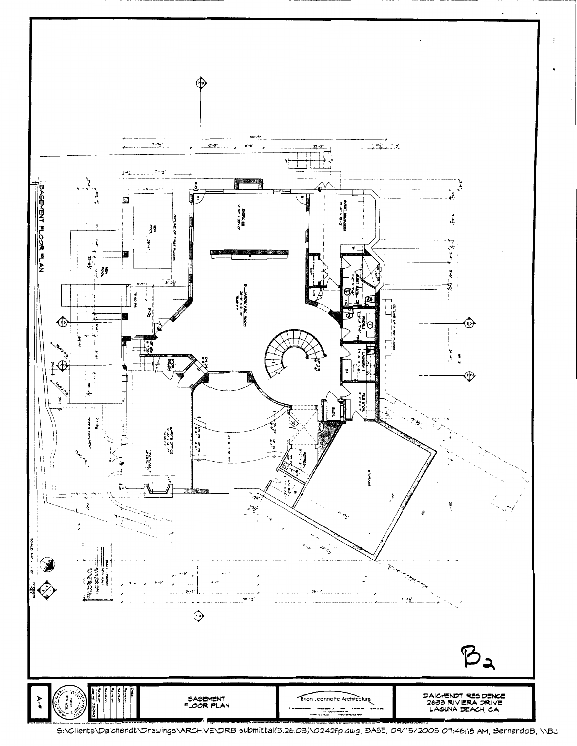# BASEMENT FLOOR PLAN

B2

BASEMENT FLOOR PLAN

Brion Jeannette Architecture

DAICHENDT RESIDENCE
2633 RIVIERA DRIVE
LAGUNA BEACH, CA

A-1

S:\Clients\Daichendt\Drawings\ARCHIVE\DRB submittal(3.26.03)\0242fp.dwg, BASE, 09/15/2003 07:46:18 AM, BernardoB, \\BJ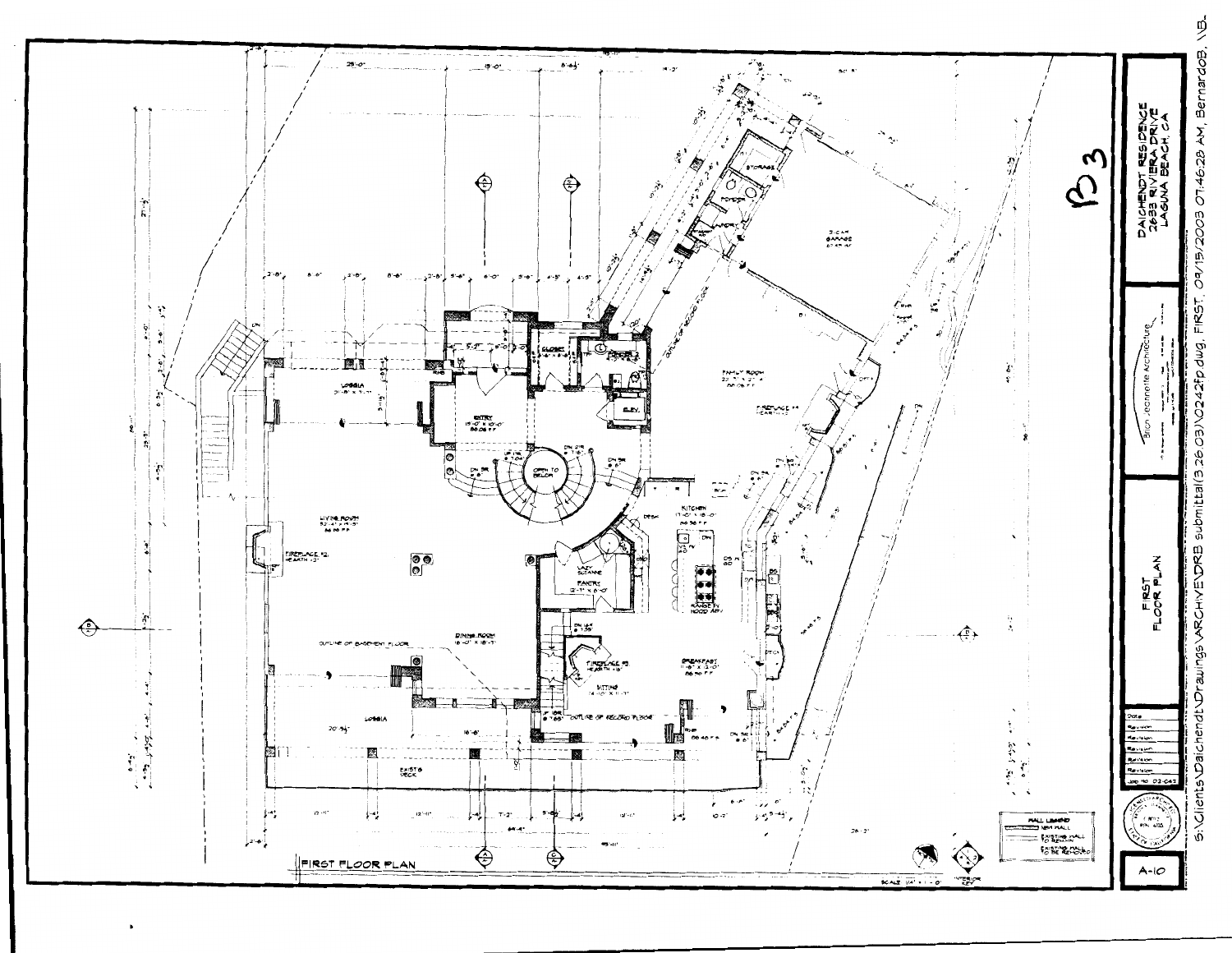# FIRST FLOOR PLAN

LOGGIA
21'-8" x 11'-1"

ENTRY
15'-0" x 10'-0"

CLOSET

POWDER

ELEV.

OPEN TO BELOW

LIVING ROOM
32'-4" x 19'-3"

FIREPLACE #2
HEARTH 12"

LAZY SUZANNE

PANTRY
12'-11" x 6'-0"

KITCHEN

DESK

RANGE W/ HOOD ABV

DINING ROOM
16'-0" x 18'-1"

OUTLINE OF BASEMENT FLOOR

FIREPLACE #3

SITTING

BREAKFAST

OUTLINE OF SECOND FLOOR

LOGGIA

EXIST'G DECK

FAMILY ROOM

FIREPLACE #4

3-CAR GARAGE

STORAGE

POWDER

LAUNDRY

OUTLINE OF SECOND FLOOR

B3

DAICHENDT RESIDENCE
2633 RIVIERA DRIVE
LAGUNA BEACH, CA

Brion Jeannette Architecture

FIRST FLOOR PLAN

| Date |
| --- |
| Revision |
| Revision |
| Revision |
| Revision |
| Revision |
| Job No. 02-043 |

WALL LEGEND
NEW WALL
EXISTING WALL TO REMAIN
EXISTING WALL TO BE REMOVED

SCALE: 1/4" = 1'-0"

INTERIOR KEY

A-10

S:\Clients\Daichendt\Drawings\ARCHIVE\DRB submittal(3.26.03)\0242fp.dwg, FIRST, 09/15/2003 07:46:28 AM, BernardoB, 1:B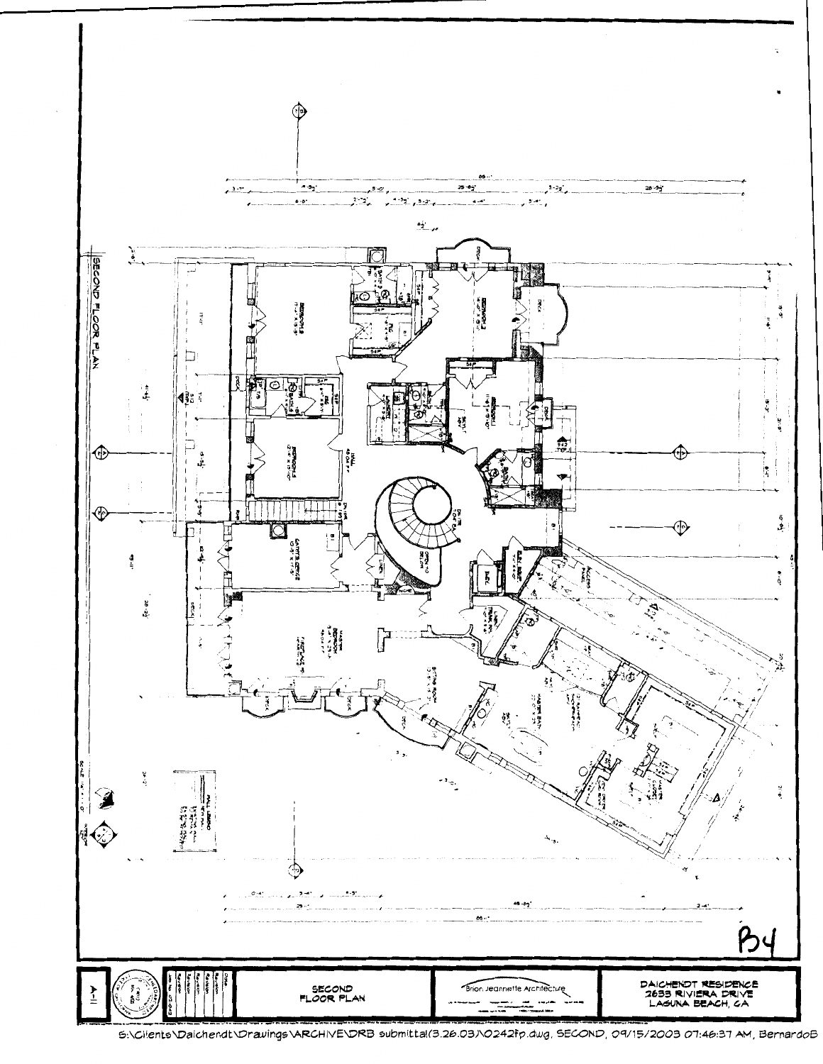SECOND FLOOR PLAN

B4

A-11

SECOND FLOOR PLAN

Brion Jeannette Architecture

DAICHENDT RESIDENCE
2633 RIVIERA DRIVE
LAGUNA BEACH, CA

S:\Clients\Daichendt\Drawings\ARCHIVE\DRB submittal(3.26.03)\0242fp.dwg, SECOND, 09/15/2003 07:46:37 AM, BernardoB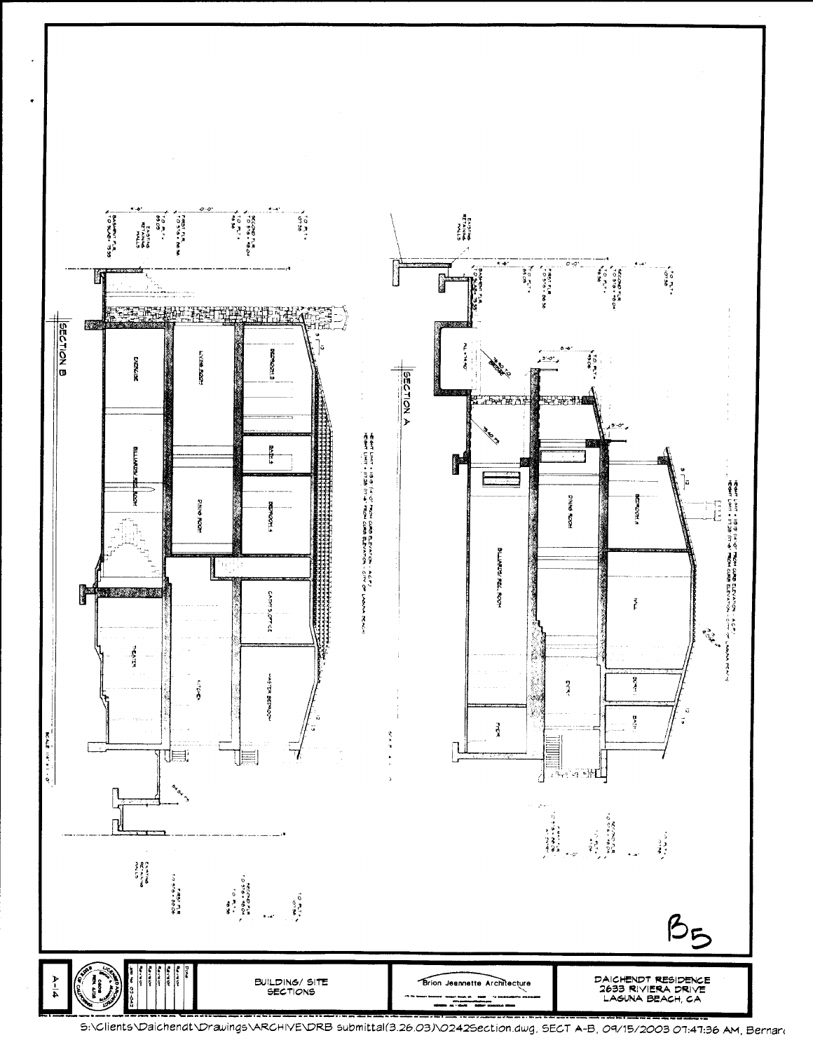## SECTION A

## SECTION B

B5

BUILDING/ SITE SECTIONS

Brion Jeannette Architecture

DAICHENDT RESIDENCE
2633 RIVIERA DRIVE
LAGUNA BEACH, CA

A-4

S:\Clients\Daichendt\Drawings\ARCHIVE\DRB submittal(3.26.03)\0242Section.dwg, SECT A-B, 09/15/2003 07:47:36 AM, Bernar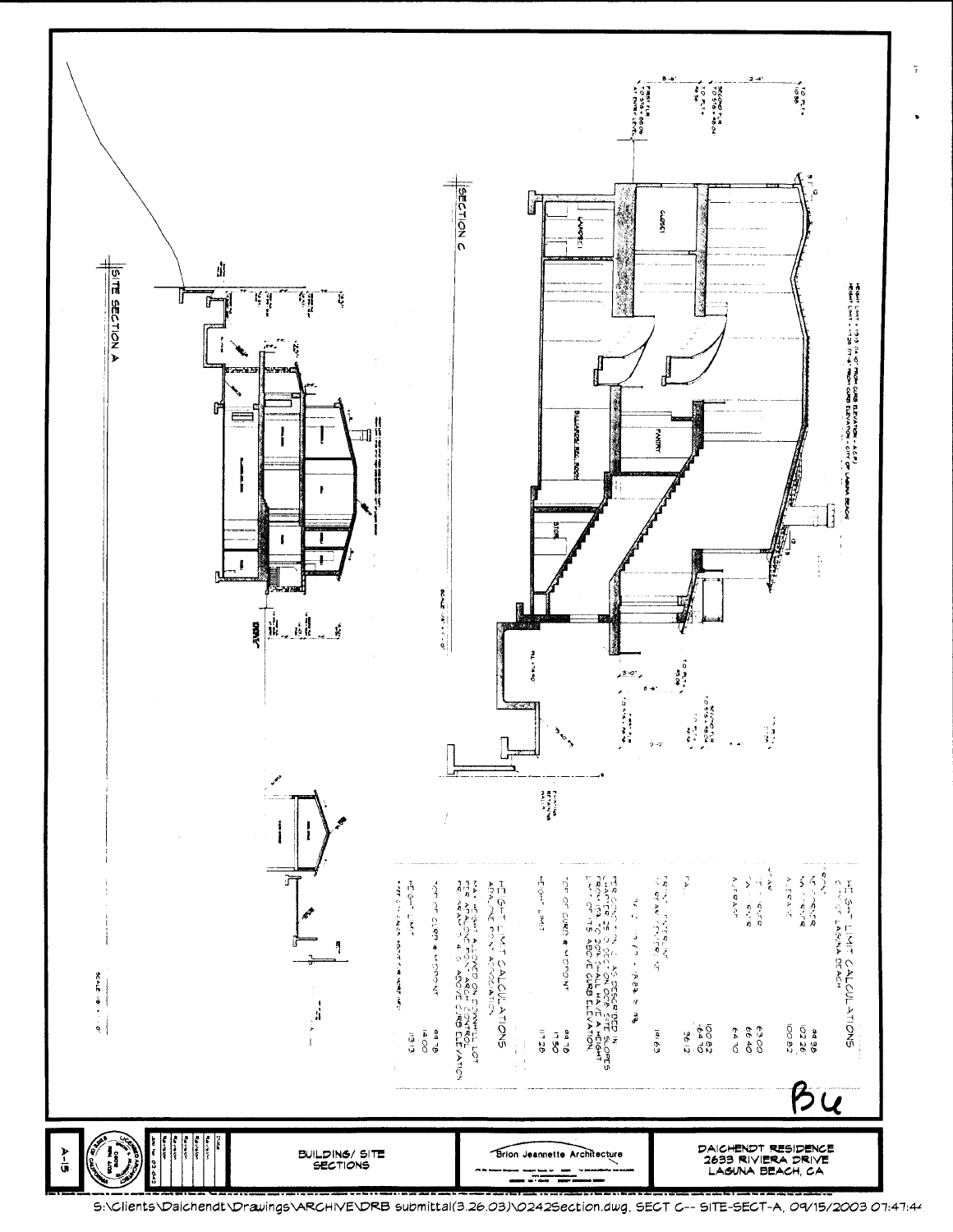## SECTION C

## SITE SECTION A

SCALE 1/8" = 1'-0"

### HEIGHT LIMIT CALCULATIONS
CITY OF LAGUNA BEACH

| | |
|---|---|
| ROOF | |
| NE CORNER | 88.98 |
| NW CORNER | 102.26 |
| SW CORNER | 100.82 |
| A. GRADE | |
| NE | 63.00 |
| NW | 66.40 |
| SW | 64.10 |
| A. GRADE | 64.10 |
| | 100.82 |
| | -64.10 |
| F.A. | 36.12 |
| FRONT ENTRY / TOP OF PLAN | |
| | 131.63 |

PER ORDINANCE AS DESCRIBED IN CHAPTER 25 (SECTION 008 SITE SLOPES) FRONTAGE... SHALL HAVE A HEIGHT LIMIT OF 15' ABOVE CURB ELEVATION.

| | |
|---|---|
| TOP OF CURB @ MIDPOINT | 98.78 |
| | 11.50 |
| HEIGHT LIMIT | 111.28 |

### HEIGHT LIMIT CALCULATIONS
ABALONE POINT ASSOCIATION

MAX HEIGHT ALLOWED ON DOWNHILL LOT PER ABALONE POINT ARCH CONTROL PER ARTICLE 4.6 ABOVE CURB ELEVATION

| | |
|---|---|
| TOP OF CURB @ MIDPOINT | 98.78 |
| | 14.00 |
| HEIGHT LIMIT | 113.13 |

HEIGHT LIMIT = 113.13 (14'-0" FROM CURB ELEVATION - A.C.P.)
HEIGHT LIMIT = 111.28 (11'-6" FROM CURB ELEVATION - CITY OF LAGUNA BEACH)

Bu

| | |
|---|---|
| A-15 | BUILDING/ SITE SECTIONS |

Brion Jeannette Architecture

DAICHENDT RESIDENCE
2633 RIVIERA DRIVE
LAGUNA BEACH, CA

S:\Clients\Daichendt\Drawings\ARCHIVE\DRB submittal(3.26.03)\0242Section.dwg, SECT C-- SITE-SECT-A, 09/15/2003 07:47:4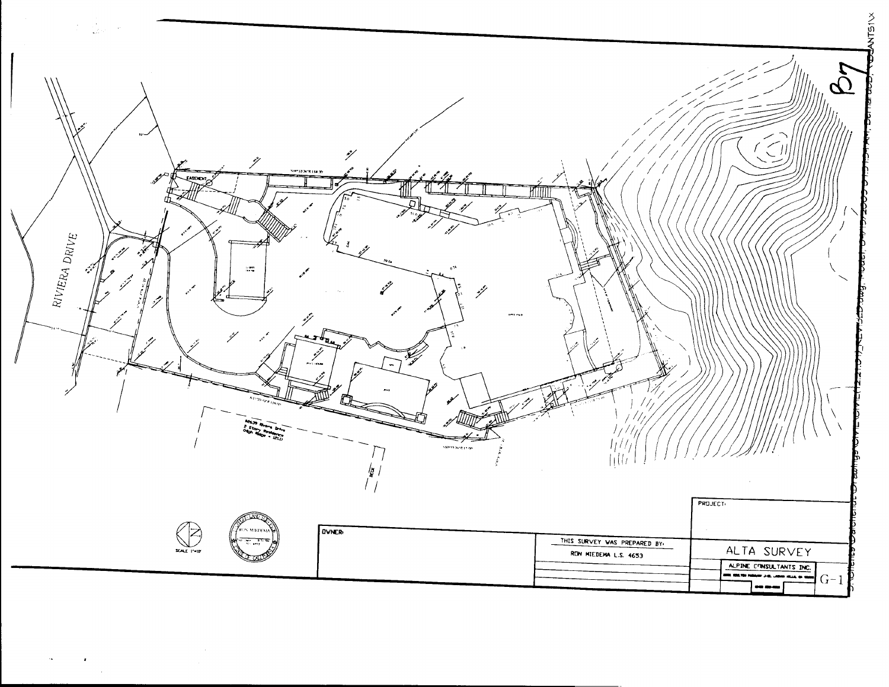RIVIERA DRIVE

EASEMENT

B7

SCALE 1"=10'

RON MIEDEMA L.S. 4653

OWNER:

THIS SURVEY WAS PREPARED BY:

RON MIEDEMA L.S. 4653

PROJECT:

ALTA SURVEY

ALPINE CONSULTANTS INC.

G-1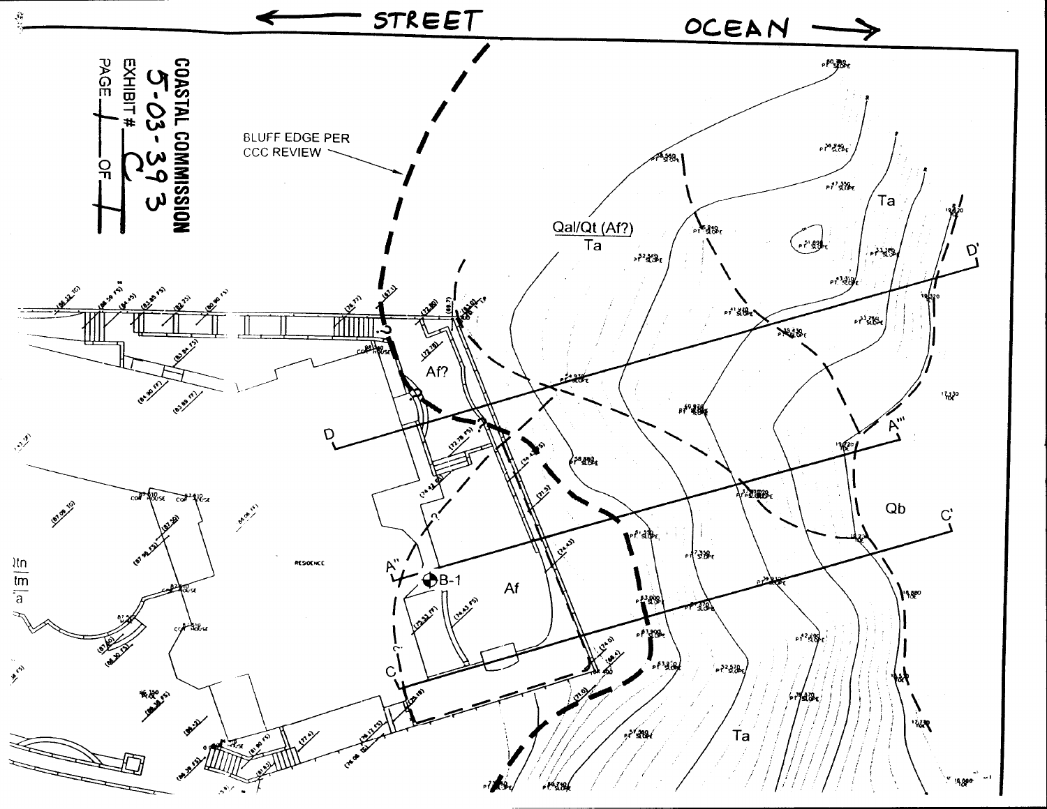← STREET

OCEAN →

COASTAL COMMISSION
5-03-393
EXHIBIT # C
PAGE 1 OF 1

BLUFF EDGE PER CCC REVIEW

Qal/Qt (Af?)
Ta

Ta

Af?

D

D'

A'''

Qb

C'

A''

B-1

Af

C

Ta

RESIDENCE